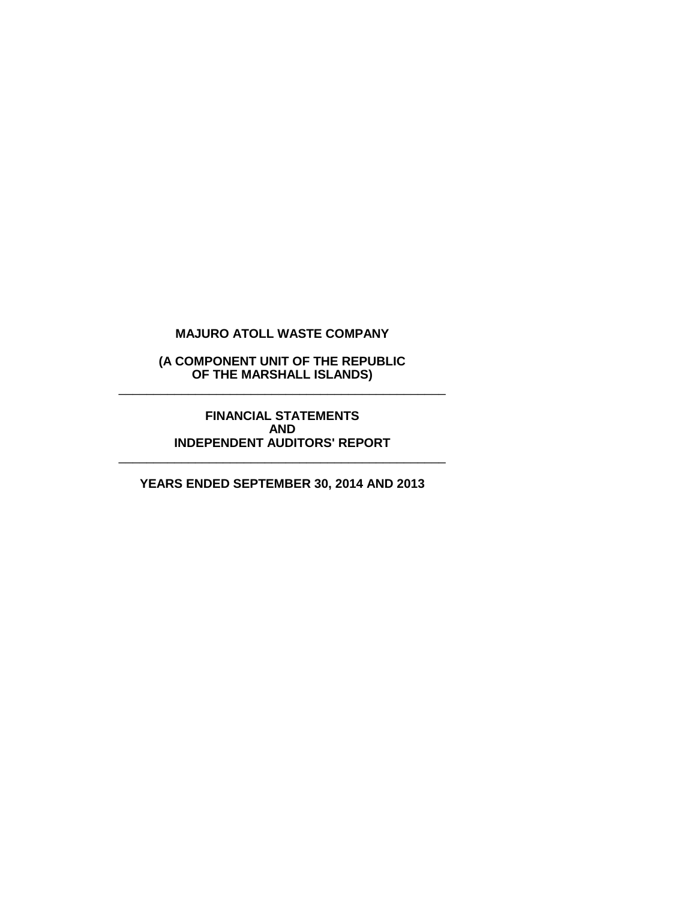# MAJURO ATOLL WASTE COMPANY

**(A COMPONENT UNIT OF THE REPUBLIC OF THE MARSHALL ISLANDS)**

---

**FINANCIAL STATEMENTS AND INDEPENDENT AUDITORS' REPORT**

---

**YEARS ENDED SEPTEMBER 30, 2014 AND 2013**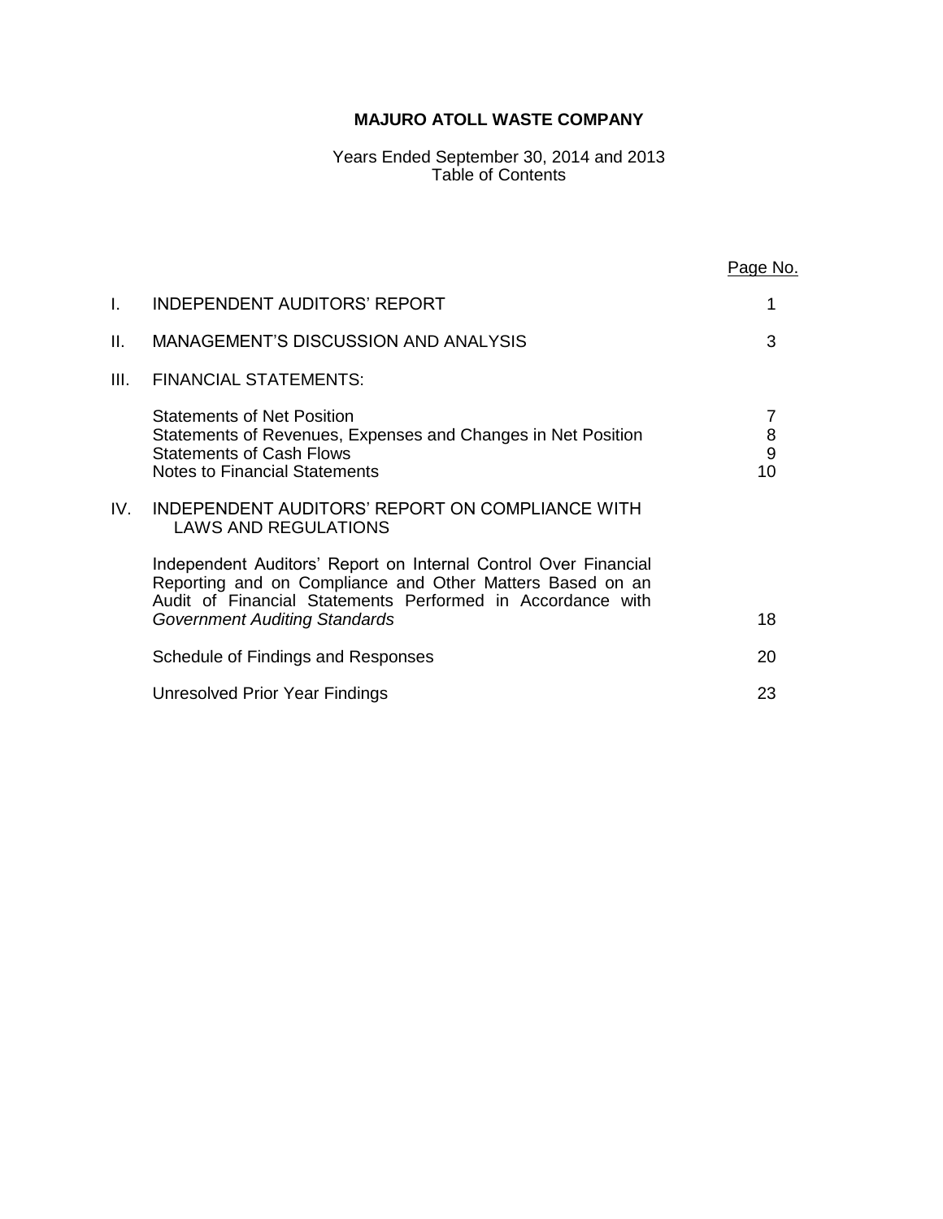# MAJURO ATOLL WASTE COMPANY

Years Ended September 30, 2014 and 2013
Table of Contents

| | | Page No. |
|---|---|---|
| I. | INDEPENDENT AUDITORS' REPORT | 1 |
| II. | MANAGEMENT'S DISCUSSION AND ANALYSIS | 3 |
| III. | FINANCIAL STATEMENTS: | |
| | Statements of Net Position | 7 |
| | Statements of Revenues, Expenses and Changes in Net Position | 8 |
| | Statements of Cash Flows | 9 |
| | Notes to Financial Statements | 10 |
| IV. | INDEPENDENT AUDITORS' REPORT ON COMPLIANCE WITH LAWS AND REGULATIONS | |
| | Independent Auditors' Report on Internal Control Over Financial Reporting and on Compliance and Other Matters Based on an Audit of Financial Statements Performed in Accordance with *Government Auditing Standards* | 18 |
| | Schedule of Findings and Responses | 20 |
| | Unresolved Prior Year Findings | 23 |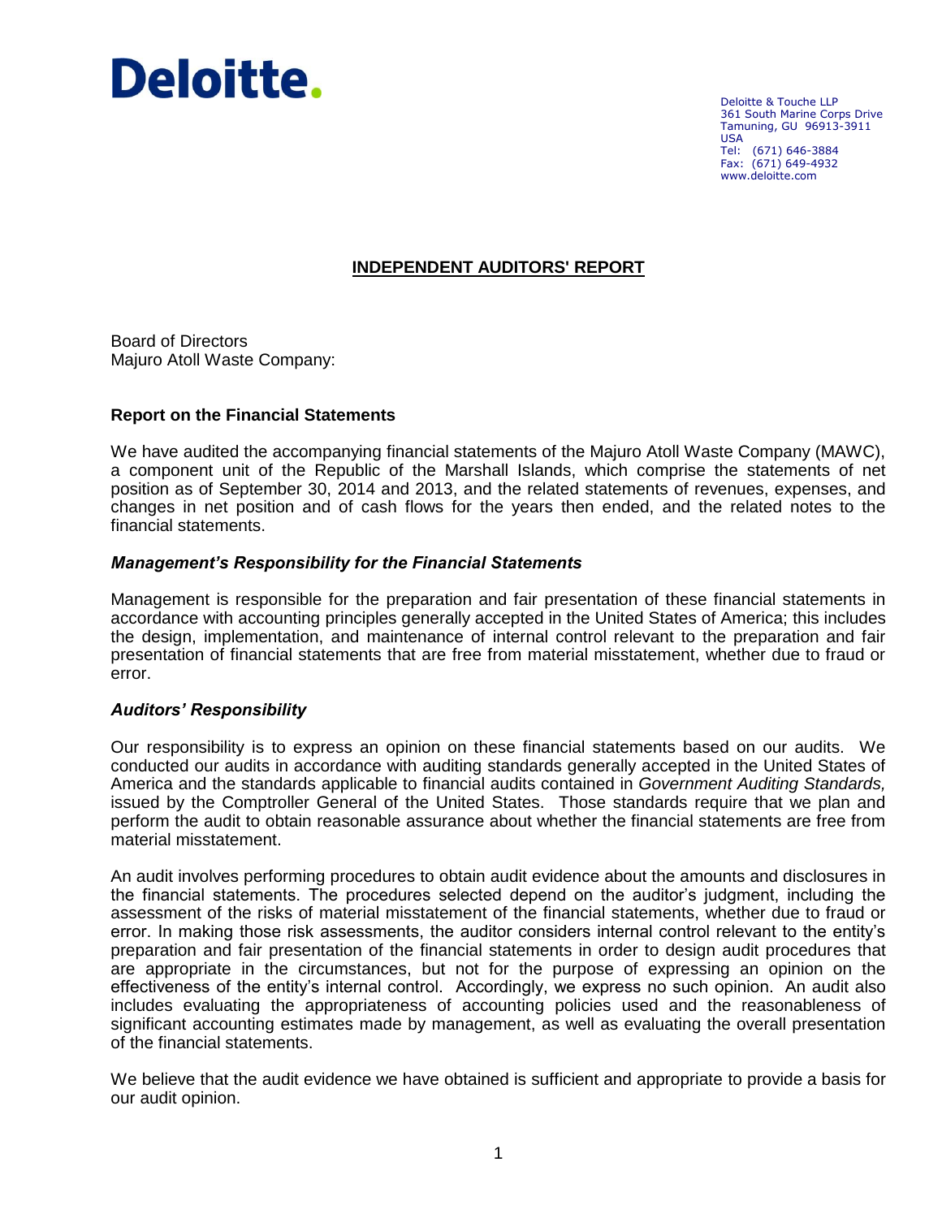Deloitte.

Deloitte & Touche LLP
361 South Marine Corps Drive
Tamuning, GU 96913-3911
USA
Tel: (671) 646-3884
Fax: (671) 649-4932
www.deloitte.com

# INDEPENDENT AUDITORS' REPORT

Board of Directors
Majuro Atoll Waste Company:

## Report on the Financial Statements

We have audited the accompanying financial statements of the Majuro Atoll Waste Company (MAWC), a component unit of the Republic of the Marshall Islands, which comprise the statements of net position as of September 30, 2014 and 2013, and the related statements of revenues, expenses, and changes in net position and of cash flows for the years then ended, and the related notes to the financial statements.

### *Management's Responsibility for the Financial Statements*

Management is responsible for the preparation and fair presentation of these financial statements in accordance with accounting principles generally accepted in the United States of America; this includes the design, implementation, and maintenance of internal control relevant to the preparation and fair presentation of financial statements that are free from material misstatement, whether due to fraud or error.

### *Auditors' Responsibility*

Our responsibility is to express an opinion on these financial statements based on our audits. We conducted our audits in accordance with auditing standards generally accepted in the United States of America and the standards applicable to financial audits contained in *Government Auditing Standards,* issued by the Comptroller General of the United States. Those standards require that we plan and perform the audit to obtain reasonable assurance about whether the financial statements are free from material misstatement.

An audit involves performing procedures to obtain audit evidence about the amounts and disclosures in the financial statements. The procedures selected depend on the auditor's judgment, including the assessment of the risks of material misstatement of the financial statements, whether due to fraud or error. In making those risk assessments, the auditor considers internal control relevant to the entity's preparation and fair presentation of the financial statements in order to design audit procedures that are appropriate in the circumstances, but not for the purpose of expressing an opinion on the effectiveness of the entity's internal control. Accordingly, we express no such opinion. An audit also includes evaluating the appropriateness of accounting policies used and the reasonableness of significant accounting estimates made by management, as well as evaluating the overall presentation of the financial statements.

We believe that the audit evidence we have obtained is sufficient and appropriate to provide a basis for our audit opinion.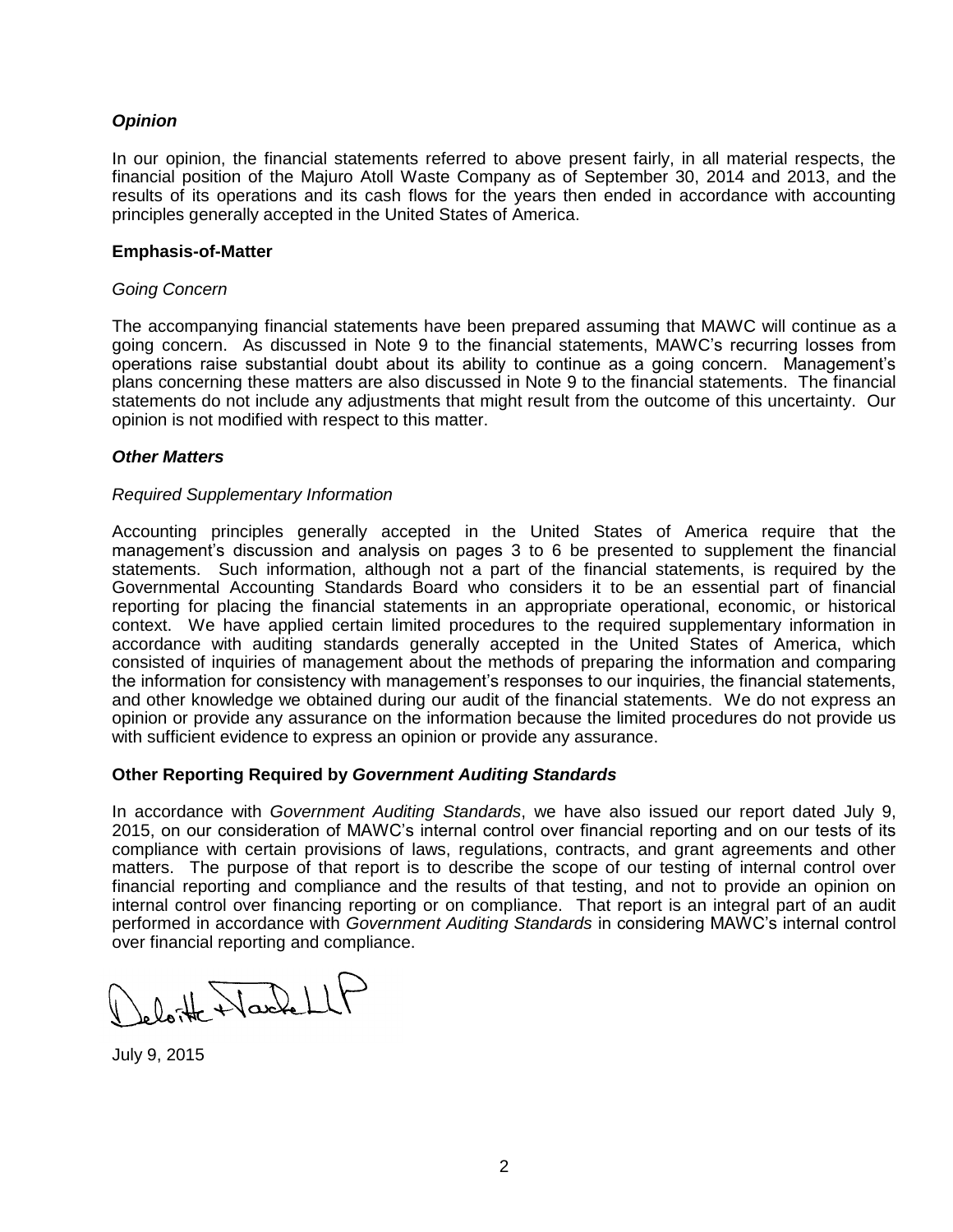### *Opinion*

In our opinion, the financial statements referred to above present fairly, in all material respects, the financial position of the Majuro Atoll Waste Company as of September 30, 2014 and 2013, and the results of its operations and its cash flows for the years then ended in accordance with accounting principles generally accepted in the United States of America.

### Emphasis-of-Matter

*Going Concern*

The accompanying financial statements have been prepared assuming that MAWC will continue as a going concern. As discussed in Note 9 to the financial statements, MAWC's recurring losses from operations raise substantial doubt about its ability to continue as a going concern. Management's plans concerning these matters are also discussed in Note 9 to the financial statements. The financial statements do not include any adjustments that might result from the outcome of this uncertainty. Our opinion is not modified with respect to this matter.

### *Other Matters*

*Required Supplementary Information*

Accounting principles generally accepted in the United States of America require that the management's discussion and analysis on pages 3 to 6 be presented to supplement the financial statements. Such information, although not a part of the financial statements, is required by the Governmental Accounting Standards Board who considers it to be an essential part of financial reporting for placing the financial statements in an appropriate operational, economic, or historical context. We have applied certain limited procedures to the required supplementary information in accordance with auditing standards generally accepted in the United States of America, which consisted of inquiries of management about the methods of preparing the information and comparing the information for consistency with management's responses to our inquiries, the financial statements, and other knowledge we obtained during our audit of the financial statements. We do not express an opinion or provide any assurance on the information because the limited procedures do not provide us with sufficient evidence to express an opinion or provide any assurance.

### Other Reporting Required by *Government Auditing Standards*

In accordance with *Government Auditing Standards*, we have also issued our report dated July 9, 2015, on our consideration of MAWC's internal control over financial reporting and on our tests of its compliance with certain provisions of laws, regulations, contracts, and grant agreements and other matters. The purpose of that report is to describe the scope of our testing of internal control over financial reporting and compliance and the results of that testing, and not to provide an opinion on internal control over financing reporting or on compliance. That report is an integral part of an audit performed in accordance with *Government Auditing Standards* in considering MAWC's internal control over financial reporting and compliance.

Deloitte & Touche LLP

July 9, 2015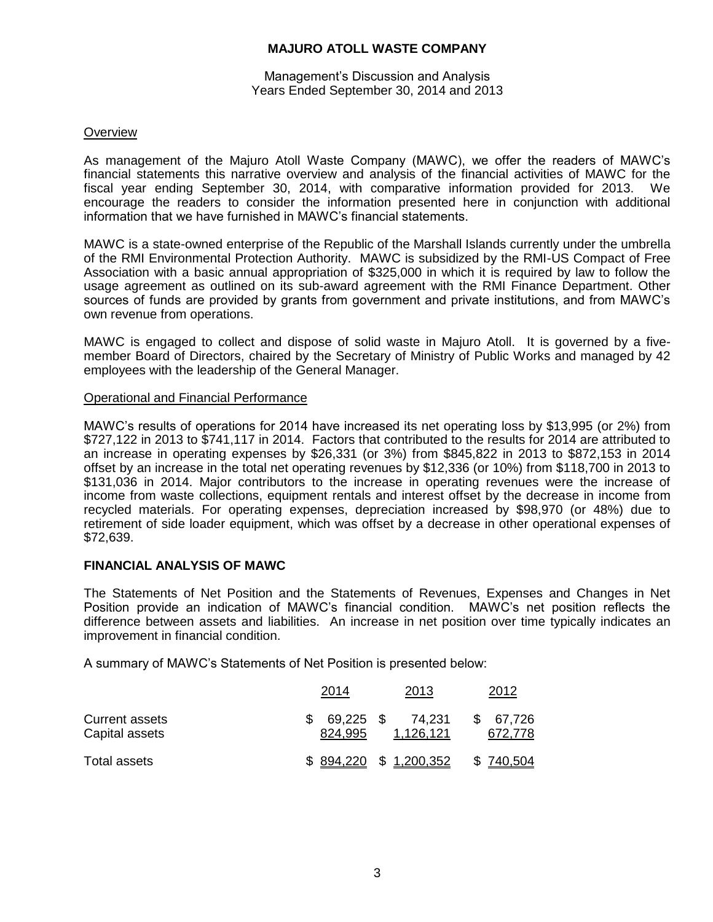# MAJURO ATOLL WASTE COMPANY

Management's Discussion and Analysis
Years Ended September 30, 2014 and 2013

## Overview

As management of the Majuro Atoll Waste Company (MAWC), we offer the readers of MAWC's financial statements this narrative overview and analysis of the financial activities of MAWC for the fiscal year ending September 30, 2014, with comparative information provided for 2013. We encourage the readers to consider the information presented here in conjunction with additional information that we have furnished in MAWC's financial statements.

MAWC is a state-owned enterprise of the Republic of the Marshall Islands currently under the umbrella of the RMI Environmental Protection Authority. MAWC is subsidized by the RMI-US Compact of Free Association with a basic annual appropriation of $325,000 in which it is required by law to follow the usage agreement as outlined on its sub-award agreement with the RMI Finance Department. Other sources of funds are provided by grants from government and private institutions, and from MAWC's own revenue from operations.

MAWC is engaged to collect and dispose of solid waste in Majuro Atoll. It is governed by a five-member Board of Directors, chaired by the Secretary of Ministry of Public Works and managed by 42 employees with the leadership of the General Manager.

## Operational and Financial Performance

MAWC's results of operations for 2014 have increased its net operating loss by $13,995 (or 2%) from $727,122 in 2013 to $741,117 in 2014. Factors that contributed to the results for 2014 are attributed to an increase in operating expenses by $26,331 (or 3%) from $845,822 in 2013 to $872,153 in 2014 offset by an increase in the total net operating revenues by $12,336 (or 10%) from $118,700 in 2013 to $131,036 in 2014. Major contributors to the increase in operating revenues were the increase of income from waste collections, equipment rentals and interest offset by the decrease in income from recycled materials. For operating expenses, depreciation increased by $98,970 (or 48%) due to retirement of side loader equipment, which was offset by a decrease in other operational expenses of $72,639.

## FINANCIAL ANALYSIS OF MAWC

The Statements of Net Position and the Statements of Revenues, Expenses and Changes in Net Position provide an indication of MAWC's financial condition. MAWC's net position reflects the difference between assets and liabilities. An increase in net position over time typically indicates an improvement in financial condition.

A summary of MAWC's Statements of Net Position is presented below:

| | 2014 | 2013 | 2012 |
|---|---|---|---|
| Current assets | $ 69,225 | $ 74,231 | $ 67,726 |
| Capital assets | 824,995 | 1,126,121 | 672,778 |
| Total assets | $ 894,220 | $ 1,200,352 | $ 740,504 |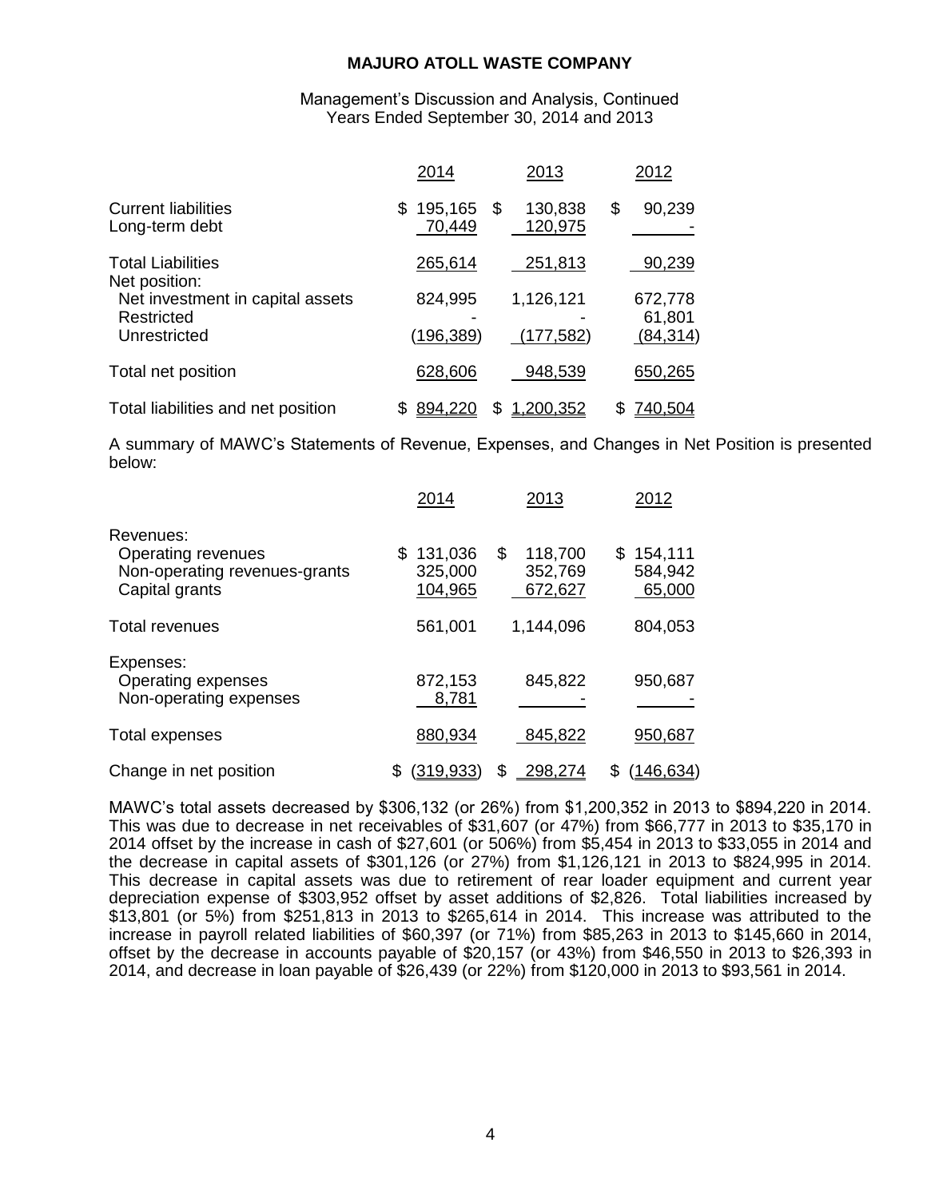**MAJURO ATOLL WASTE COMPANY**

Management's Discussion and Analysis, Continued
Years Ended September 30, 2014 and 2013

| | 2014 | 2013 | 2012 |
|---|---|---|---|
| Current liabilities | $ 195,165 | $ 130,838 | $ 90,239 |
| Long-term debt | 70,449 | 120,975 | - |
| Total Liabilities | 265,614 | 251,813 | 90,239 |
| Net position: | | | |
| Net investment in capital assets | 824,995 | 1,126,121 | 672,778 |
| Restricted | - | - | 61,801 |
| Unrestricted | (196,389) | (177,582) | (84,314) |
| Total net position | 628,606 | 948,539 | 650,265 |
| Total liabilities and net position | $ 894,220 | $ 1,200,352 | $ 740,504 |

A summary of MAWC's Statements of Revenue, Expenses, and Changes in Net Position is presented below:

| | 2014 | 2013 | 2012 |
|---|---|---|---|
| Revenues: | | | |
| Operating revenues | $ 131,036 | $ 118,700 | $ 154,111 |
| Non-operating revenues-grants | 325,000 | 352,769 | 584,942 |
| Capital grants | 104,965 | 672,627 | 65,000 |
| Total revenues | 561,001 | 1,144,096 | 804,053 |
| Expenses: | | | |
| Operating expenses | 872,153 | 845,822 | 950,687 |
| Non-operating expenses | 8,781 | - | - |
| Total expenses | 880,934 | 845,822 | 950,687 |
| Change in net position | $ (319,933) | $ 298,274 | $ (146,634) |

MAWC's total assets decreased by $306,132 (or 26%) from $1,200,352 in 2013 to $894,220 in 2014. This was due to decrease in net receivables of $31,607 (or 47%) from $66,777 in 2013 to $35,170 in 2014 offset by the increase in cash of $27,601 (or 506%) from $5,454 in 2013 to $33,055 in 2014 and the decrease in capital assets of $301,126 (or 27%) from $1,126,121 in 2013 to $824,995 in 2014. This decrease in capital assets was due to retirement of rear loader equipment and current year depreciation expense of $303,952 offset by asset additions of $2,826. Total liabilities increased by $13,801 (or 5%) from $251,813 in 2013 to $265,614 in 2014. This increase was attributed to the increase in payroll related liabilities of $60,397 (or 71%) from $85,263 in 2013 to $145,660 in 2014, offset by the decrease in accounts payable of $20,157 (or 43%) from $46,550 in 2013 to $26,393 in 2014, and decrease in loan payable of $26,439 (or 22%) from $120,000 in 2013 to $93,561 in 2014.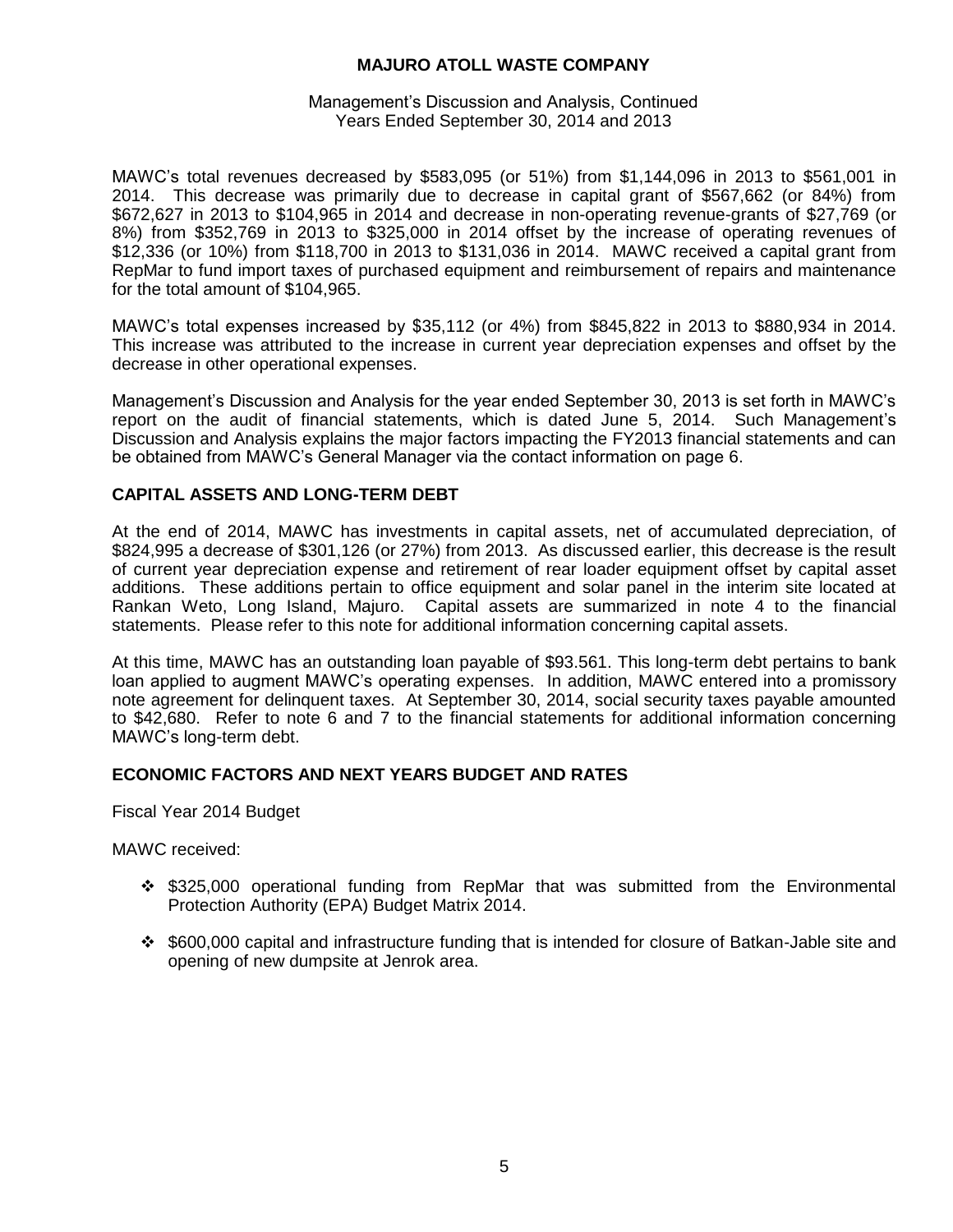MAWC's total revenues decreased by $583,095 (or 51%) from $1,144,096 in 2013 to $561,001 in 2014. This decrease was primarily due to decrease in capital grant of $567,662 (or 84%) from $672,627 in 2013 to $104,965 in 2014 and decrease in non-operating revenue-grants of $27,769 (or 8%) from $352,769 in 2013 to $325,000 in 2014 offset by the increase of operating revenues of $12,336 (or 10%) from $118,700 in 2013 to $131,036 in 2014. MAWC received a capital grant from RepMar to fund import taxes of purchased equipment and reimbursement of repairs and maintenance for the total amount of $104,965.

MAWC's total expenses increased by $35,112 (or 4%) from $845,822 in 2013 to $880,934 in 2014. This increase was attributed to the increase in current year depreciation expenses and offset by the decrease in other operational expenses.

Management's Discussion and Analysis for the year ended September 30, 2013 is set forth in MAWC's report on the audit of financial statements, which is dated June 5, 2014. Such Management's Discussion and Analysis explains the major factors impacting the FY2013 financial statements and can be obtained from MAWC's General Manager via the contact information on page 6.

## CAPITAL ASSETS AND LONG-TERM DEBT

At the end of 2014, MAWC has investments in capital assets, net of accumulated depreciation, of $824,995 a decrease of $301,126 (or 27%) from 2013. As discussed earlier, this decrease is the result of current year depreciation expense and retirement of rear loader equipment offset by capital asset additions. These additions pertain to office equipment and solar panel in the interim site located at Rankan Weto, Long Island, Majuro. Capital assets are summarized in note 4 to the financial statements. Please refer to this note for additional information concerning capital assets.

At this time, MAWC has an outstanding loan payable of $93.561. This long-term debt pertains to bank loan applied to augment MAWC's operating expenses. In addition, MAWC entered into a promissory note agreement for delinquent taxes. At September 30, 2014, social security taxes payable amounted to $42,680. Refer to note 6 and 7 to the financial statements for additional information concerning MAWC's long-term debt.

## ECONOMIC FACTORS AND NEXT YEARS BUDGET AND RATES

Fiscal Year 2014 Budget

MAWC received:

- $325,000 operational funding from RepMar that was submitted from the Environmental Protection Authority (EPA) Budget Matrix 2014.
- $600,000 capital and infrastructure funding that is intended for closure of Batkan-Jable site and opening of new dumpsite at Jenrok area.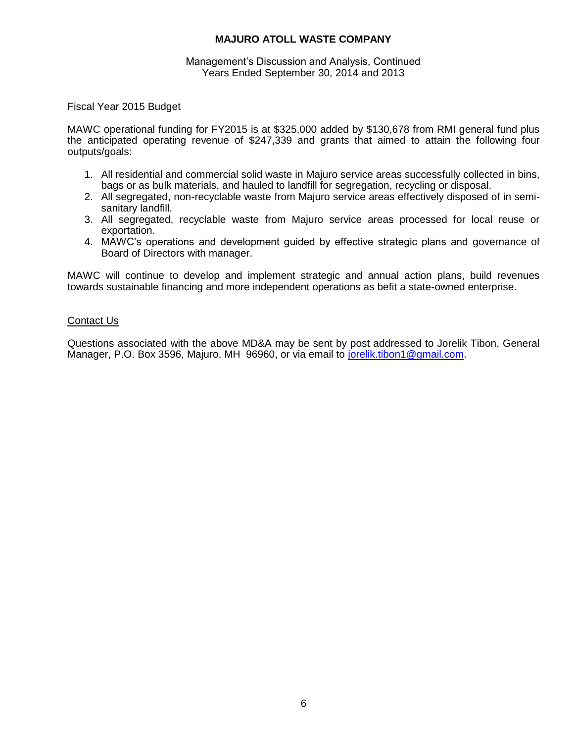Fiscal Year 2015 Budget

MAWC operational funding for FY2015 is at $325,000 added by $130,678 from RMI general fund plus the anticipated operating revenue of $247,339 and grants that aimed to attain the following four outputs/goals:

1. All residential and commercial solid waste in Majuro service areas successfully collected in bins, bags or as bulk materials, and hauled to landfill for segregation, recycling or disposal.
2. All segregated, non-recyclable waste from Majuro service areas effectively disposed of in semi-sanitary landfill.
3. All segregated, recyclable waste from Majuro service areas processed for local reuse or exportation.
4. MAWC's operations and development guided by effective strategic plans and governance of Board of Directors with manager.

MAWC will continue to develop and implement strategic and annual action plans, build revenues towards sustainable financing and more independent operations as befit a state-owned enterprise.

## Contact Us

Questions associated with the above MD&A may be sent by post addressed to Jorelik Tibon, General Manager, P.O. Box 3596, Majuro, MH 96960, or via email to jorelik.tibon1@gmail.com.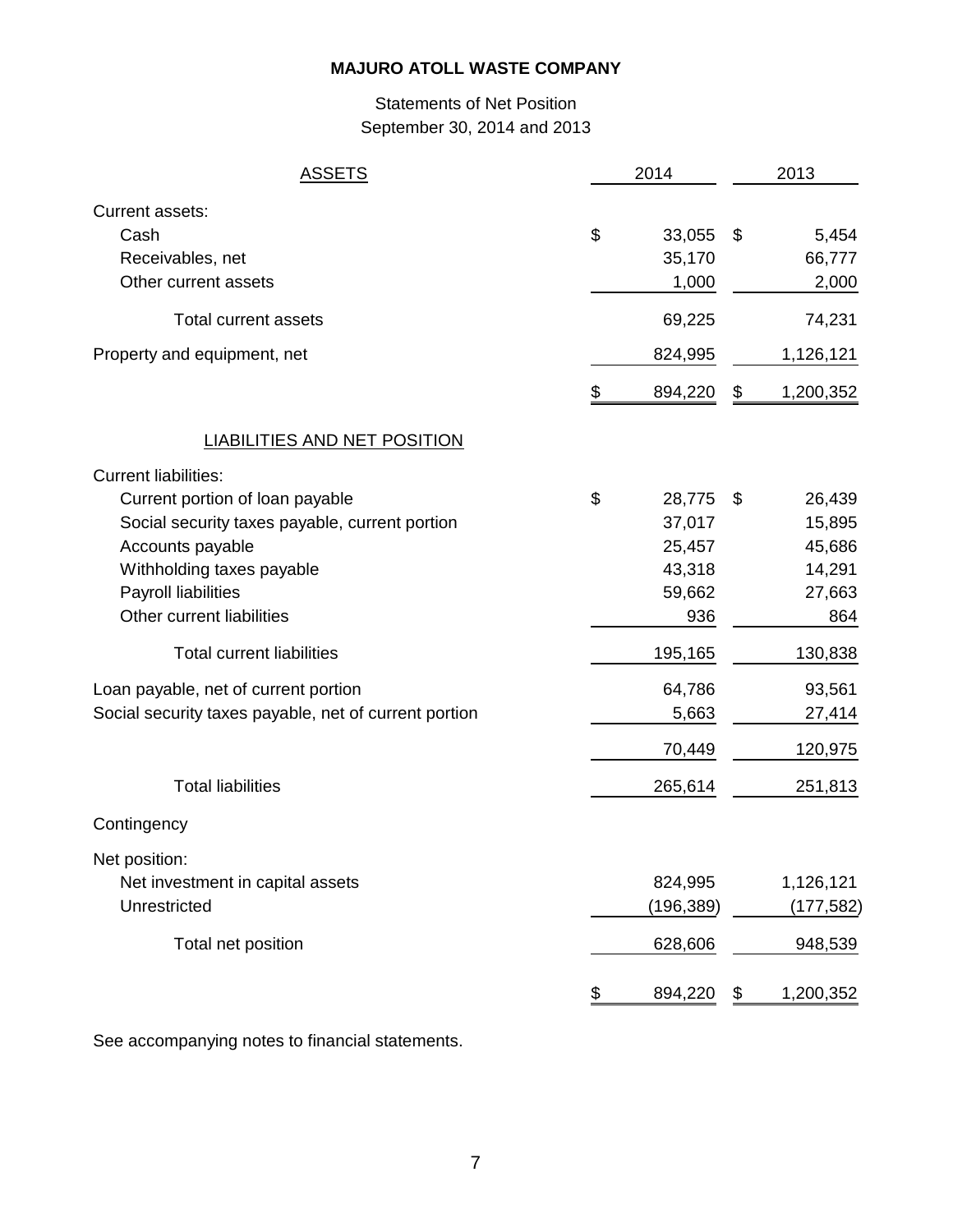# MAJURO ATOLL WASTE COMPANY

Statements of Net Position
September 30, 2014 and 2013

| ASSETS | 2014 | 2013 |
|---|---|---|
| Current assets: | | |
| Cash | $ 33,055 | $ 5,454 |
| Receivables, net | 35,170 | 66,777 |
| Other current assets | 1,000 | 2,000 |
| Total current assets | 69,225 | 74,231 |
| Property and equipment, net | 824,995 | 1,126,121 |
| | $ 894,220 | $ 1,200,352 |
| **LIABILITIES AND NET POSITION** | | |
| Current liabilities: | | |
| Current portion of loan payable | $ 28,775 | $ 26,439 |
| Social security taxes payable, current portion | 37,017 | 15,895 |
| Accounts payable | 25,457 | 45,686 |
| Withholding taxes payable | 43,318 | 14,291 |
| Payroll liabilities | 59,662 | 27,663 |
| Other current liabilities | 936 | 864 |
| Total current liabilities | 195,165 | 130,838 |
| Loan payable, net of current portion | 64,786 | 93,561 |
| Social security taxes payable, net of current portion | 5,663 | 27,414 |
| | 70,449 | 120,975 |
| Total liabilities | 265,614 | 251,813 |
| Contingency | | |
| Net position: | | |
| Net investment in capital assets | 824,995 | 1,126,121 |
| Unrestricted | (196,389) | (177,582) |
| Total net position | 628,606 | 948,539 |
| | $ 894,220 | $ 1,200,352 |

See accompanying notes to financial statements.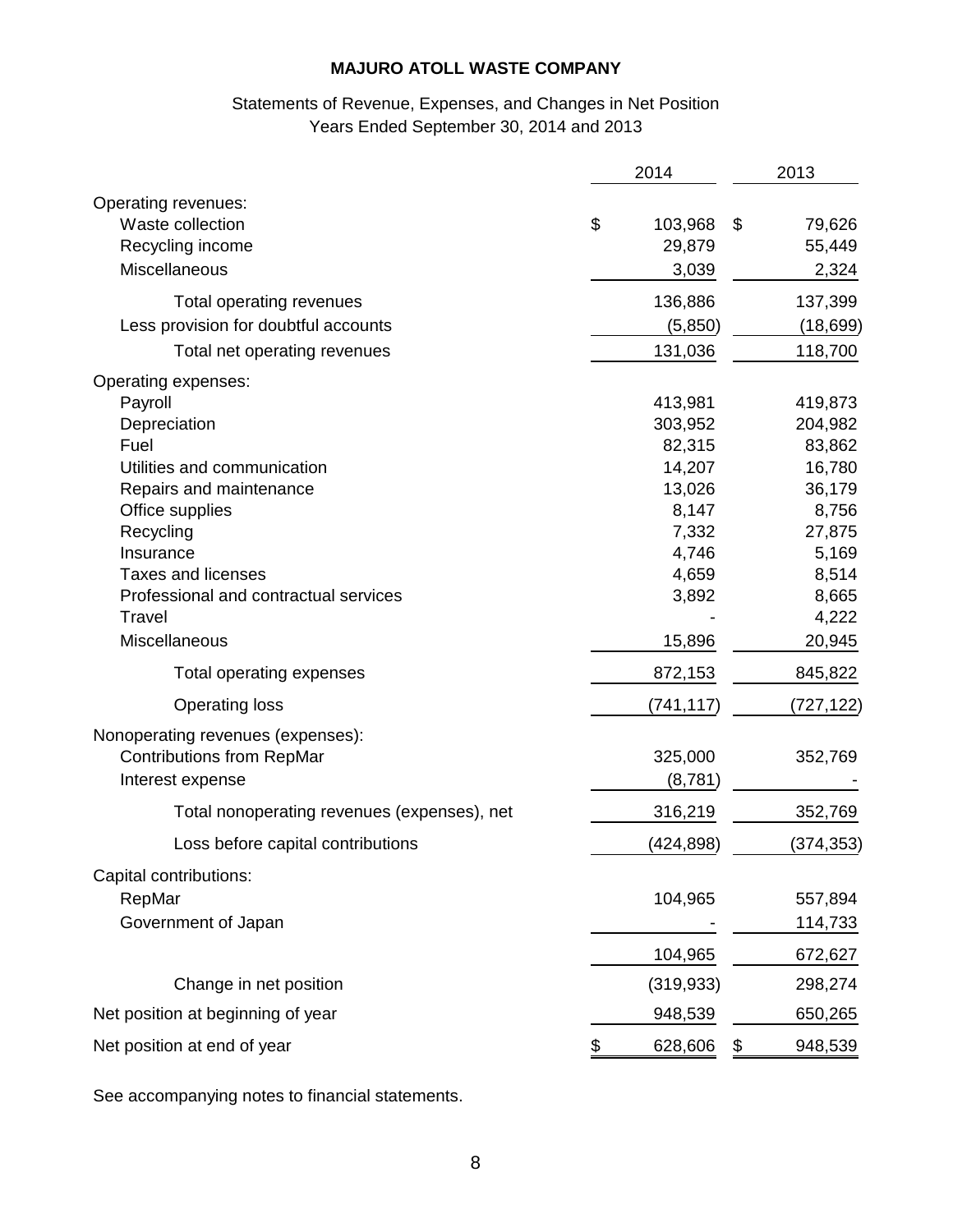# MAJURO ATOLL WASTE COMPANY

Statements of Revenue, Expenses, and Changes in Net Position
Years Ended September 30, 2014 and 2013

| | 2014 | 2013 |
|---|---|---|
| Operating revenues: | | |
| Waste collection | $ 103,968 | $ 79,626 |
| Recycling income | 29,879 | 55,449 |
| Miscellaneous | 3,039 | 2,324 |
| Total operating revenues | 136,886 | 137,399 |
| Less provision for doubtful accounts | (5,850) | (18,699) |
| Total net operating revenues | 131,036 | 118,700 |
| Operating expenses: | | |
| Payroll | 413,981 | 419,873 |
| Depreciation | 303,952 | 204,982 |
| Fuel | 82,315 | 83,862 |
| Utilities and communication | 14,207 | 16,780 |
| Repairs and maintenance | 13,026 | 36,179 |
| Office supplies | 8,147 | 8,756 |
| Recycling | 7,332 | 27,875 |
| Insurance | 4,746 | 5,169 |
| Taxes and licenses | 4,659 | 8,514 |
| Professional and contractual services | 3,892 | 8,665 |
| Travel | - | 4,222 |
| Miscellaneous | 15,896 | 20,945 |
| Total operating expenses | 872,153 | 845,822 |
| Operating loss | (741,117) | (727,122) |
| Nonoperating revenues (expenses): | | |
| Contributions from RepMar | 325,000 | 352,769 |
| Interest expense | (8,781) | - |
| Total nonoperating revenues (expenses), net | 316,219 | 352,769 |
| Loss before capital contributions | (424,898) | (374,353) |
| Capital contributions: | | |
| RepMar | 104,965 | 557,894 |
| Government of Japan | - | 114,733 |
| | 104,965 | 672,627 |
| Change in net position | (319,933) | 298,274 |
| Net position at beginning of year | 948,539 | 650,265 |
| Net position at end of year | $ 628,606 | $ 948,539 |

See accompanying notes to financial statements.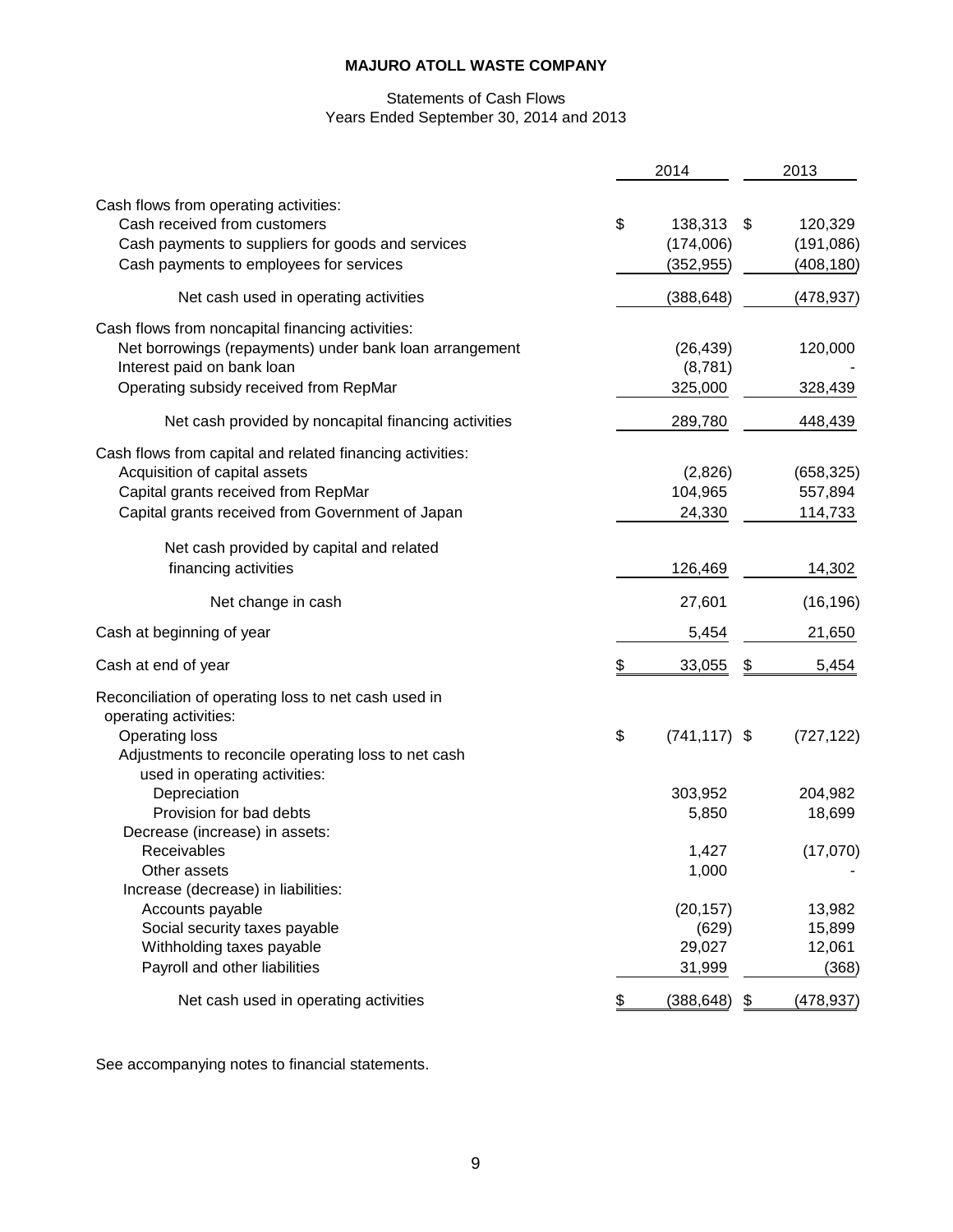# MAJURO ATOLL WASTE COMPANY

Statements of Cash Flows
Years Ended September 30, 2014 and 2013

| | 2014 | 2013 |
|---|---|---|
| Cash flows from operating activities: | | |
| Cash received from customers | $ 138,313 | $ 120,329 |
| Cash payments to suppliers for goods and services | (174,006) | (191,086) |
| Cash payments to employees for services | (352,955) | (408,180) |
| Net cash used in operating activities | (388,648) | (478,937) |
| Cash flows from noncapital financing activities: | | |
| Net borrowings (repayments) under bank loan arrangement | (26,439) | 120,000 |
| Interest paid on bank loan | (8,781) | - |
| Operating subsidy received from RepMar | 325,000 | 328,439 |
| Net cash provided by noncapital financing activities | 289,780 | 448,439 |
| Cash flows from capital and related financing activities: | | |
| Acquisition of capital assets | (2,826) | (658,325) |
| Capital grants received from RepMar | 104,965 | 557,894 |
| Capital grants received from Government of Japan | 24,330 | 114,733 |
| Net cash provided by capital and related financing activities | 126,469 | 14,302 |
| Net change in cash | 27,601 | (16,196) |
| Cash at beginning of year | 5,454 | 21,650 |
| Cash at end of year | $ 33,055 | $ 5,454 |
| Reconciliation of operating loss to net cash used in operating activities: | | |
| Operating loss | $ (741,117) | $ (727,122) |
| Adjustments to reconcile operating loss to net cash used in operating activities: | | |
| Depreciation | 303,952 | 204,982 |
| Provision for bad debts | 5,850 | 18,699 |
| Decrease (increase) in assets: | | |
| Receivables | 1,427 | (17,070) |
| Other assets | 1,000 | - |
| Increase (decrease) in liabilities: | | |
| Accounts payable | (20,157) | 13,982 |
| Social security taxes payable | (629) | 15,899 |
| Withholding taxes payable | 29,027 | 12,061 |
| Payroll and other liabilities | 31,999 | (368) |
| Net cash used in operating activities | $ (388,648) | $ (478,937) |

See accompanying notes to financial statements.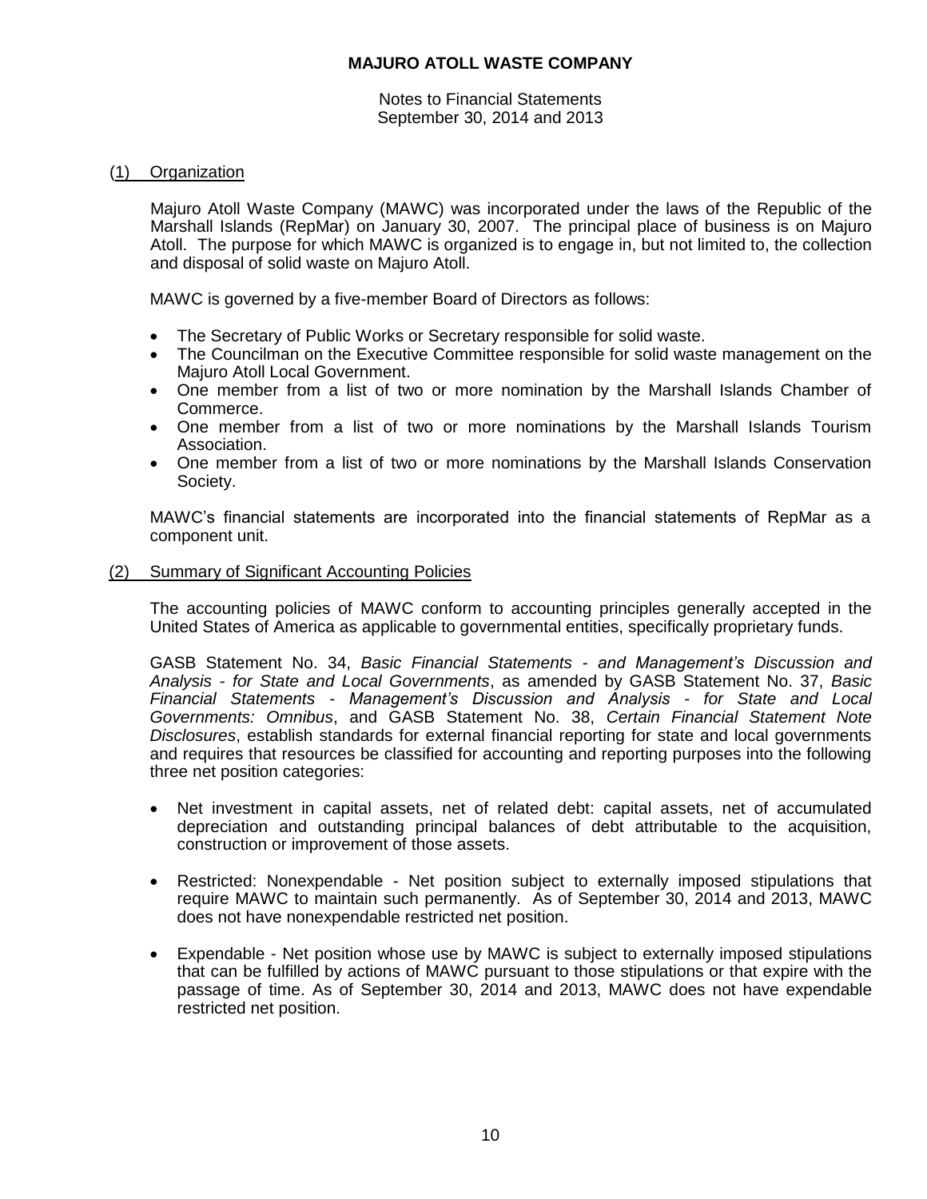# MAJURO ATOLL WASTE COMPANY

Notes to Financial Statements
September 30, 2014 and 2013

## (1) Organization

Majuro Atoll Waste Company (MAWC) was incorporated under the laws of the Republic of the Marshall Islands (RepMar) on January 30, 2007. The principal place of business is on Majuro Atoll. The purpose for which MAWC is organized is to engage in, but not limited to, the collection and disposal of solid waste on Majuro Atoll.

MAWC is governed by a five-member Board of Directors as follows:

- The Secretary of Public Works or Secretary responsible for solid waste.
- The Councilman on the Executive Committee responsible for solid waste management on the Majuro Atoll Local Government.
- One member from a list of two or more nomination by the Marshall Islands Chamber of Commerce.
- One member from a list of two or more nominations by the Marshall Islands Tourism Association.
- One member from a list of two or more nominations by the Marshall Islands Conservation Society.

MAWC's financial statements are incorporated into the financial statements of RepMar as a component unit.

## (2) Summary of Significant Accounting Policies

The accounting policies of MAWC conform to accounting principles generally accepted in the United States of America as applicable to governmental entities, specifically proprietary funds.

GASB Statement No. 34, *Basic Financial Statements - and Management's Discussion and Analysis - for State and Local Governments*, as amended by GASB Statement No. 37, *Basic Financial Statements - Management's Discussion and Analysis - for State and Local Governments: Omnibus*, and GASB Statement No. 38, *Certain Financial Statement Note Disclosures*, establish standards for external financial reporting for state and local governments and requires that resources be classified for accounting and reporting purposes into the following three net position categories:

- Net investment in capital assets, net of related debt: capital assets, net of accumulated depreciation and outstanding principal balances of debt attributable to the acquisition, construction or improvement of those assets.

- Restricted: Nonexpendable - Net position subject to externally imposed stipulations that require MAWC to maintain such permanently. As of September 30, 2014 and 2013, MAWC does not have nonexpendable restricted net position.

- Expendable - Net position whose use by MAWC is subject to externally imposed stipulations that can be fulfilled by actions of MAWC pursuant to those stipulations or that expire with the passage of time. As of September 30, 2014 and 2013, MAWC does not have expendable restricted net position.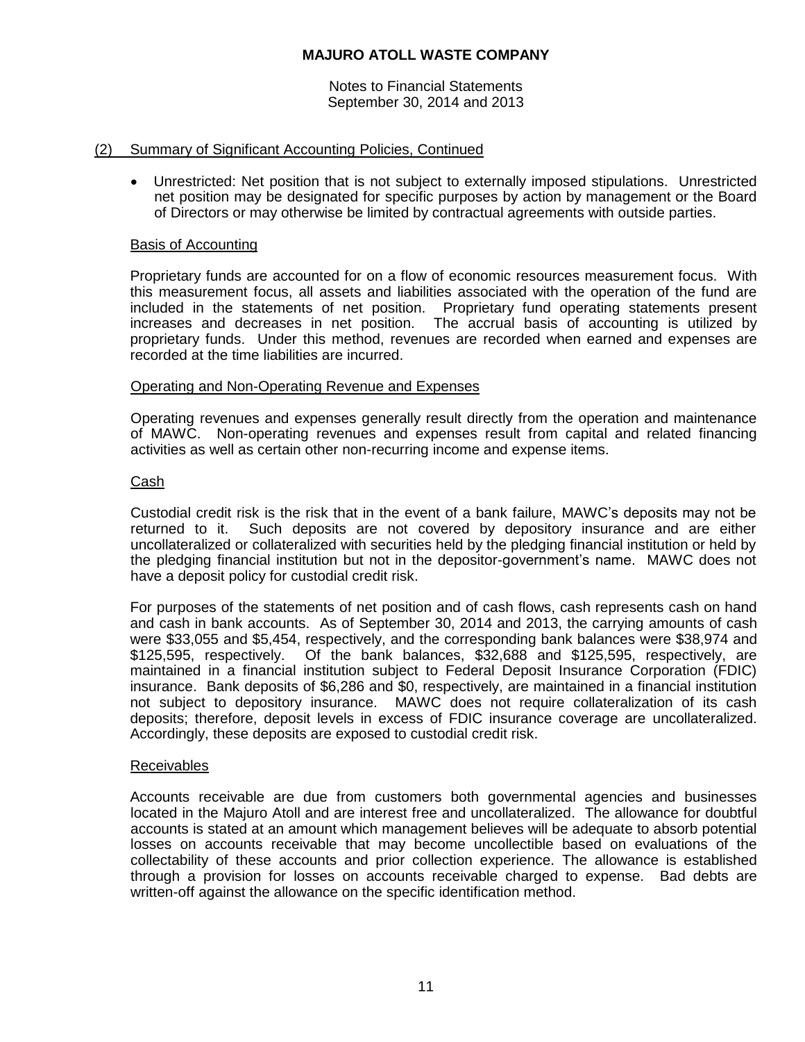## (2) Summary of Significant Accounting Policies, Continued

- Unrestricted: Net position that is not subject to externally imposed stipulations. Unrestricted net position may be designated for specific purposes by action by management or the Board of Directors or may otherwise be limited by contractual agreements with outside parties.

### Basis of Accounting

Proprietary funds are accounted for on a flow of economic resources measurement focus. With this measurement focus, all assets and liabilities associated with the operation of the fund are included in the statements of net position. Proprietary fund operating statements present increases and decreases in net position. The accrual basis of accounting is utilized by proprietary funds. Under this method, revenues are recorded when earned and expenses are recorded at the time liabilities are incurred.

### Operating and Non-Operating Revenue and Expenses

Operating revenues and expenses generally result directly from the operation and maintenance of MAWC. Non-operating revenues and expenses result from capital and related financing activities as well as certain other non-recurring income and expense items.

### Cash

Custodial credit risk is the risk that in the event of a bank failure, MAWC's deposits may not be returned to it. Such deposits are not covered by depository insurance and are either uncollateralized or collateralized with securities held by the pledging financial institution or held by the pledging financial institution but not in the depositor-government's name. MAWC does not have a deposit policy for custodial credit risk.

For purposes of the statements of net position and of cash flows, cash represents cash on hand and cash in bank accounts. As of September 30, 2014 and 2013, the carrying amounts of cash were $33,055 and $5,454, respectively, and the corresponding bank balances were $38,974 and $125,595, respectively. Of the bank balances, $32,688 and $125,595, respectively, are maintained in a financial institution subject to Federal Deposit Insurance Corporation (FDIC) insurance. Bank deposits of $6,286 and $0, respectively, are maintained in a financial institution not subject to depository insurance. MAWC does not require collateralization of its cash deposits; therefore, deposit levels in excess of FDIC insurance coverage are uncollateralized. Accordingly, these deposits are exposed to custodial credit risk.

### Receivables

Accounts receivable are due from customers both governmental agencies and businesses located in the Majuro Atoll and are interest free and uncollateralized. The allowance for doubtful accounts is stated at an amount which management believes will be adequate to absorb potential losses on accounts receivable that may become uncollectible based on evaluations of the collectability of these accounts and prior collection experience. The allowance is established through a provision for losses on accounts receivable charged to expense. Bad debts are written-off against the allowance on the specific identification method.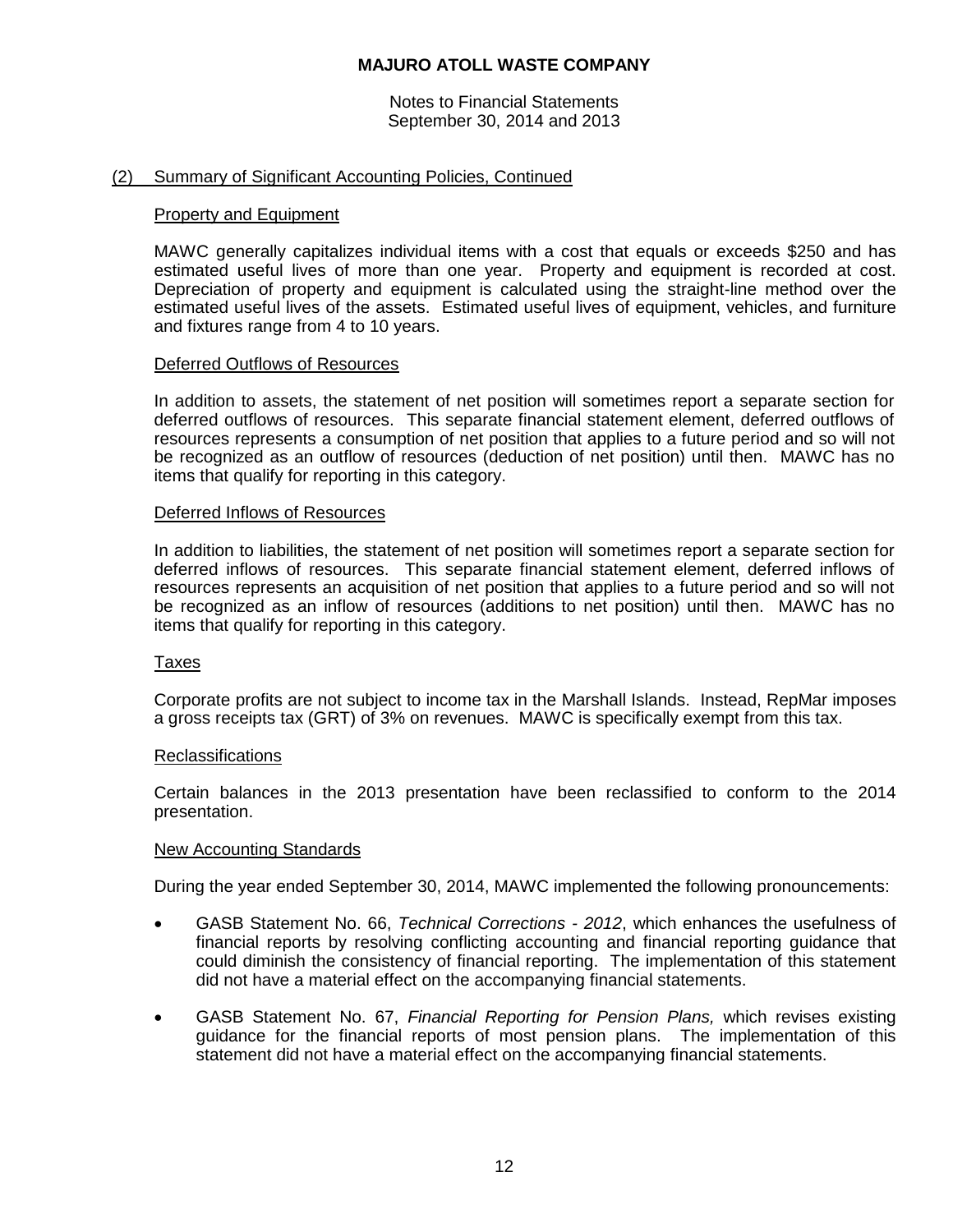## (2) Summary of Significant Accounting Policies, Continued

### Property and Equipment

MAWC generally capitalizes individual items with a cost that equals or exceeds $250 and has estimated useful lives of more than one year. Property and equipment is recorded at cost. Depreciation of property and equipment is calculated using the straight-line method over the estimated useful lives of the assets. Estimated useful lives of equipment, vehicles, and furniture and fixtures range from 4 to 10 years.

### Deferred Outflows of Resources

In addition to assets, the statement of net position will sometimes report a separate section for deferred outflows of resources. This separate financial statement element, deferred outflows of resources represents a consumption of net position that applies to a future period and so will not be recognized as an outflow of resources (deduction of net position) until then. MAWC has no items that qualify for reporting in this category.

### Deferred Inflows of Resources

In addition to liabilities, the statement of net position will sometimes report a separate section for deferred inflows of resources. This separate financial statement element, deferred inflows of resources represents an acquisition of net position that applies to a future period and so will not be recognized as an inflow of resources (additions to net position) until then. MAWC has no items that qualify for reporting in this category.

### Taxes

Corporate profits are not subject to income tax in the Marshall Islands. Instead, RepMar imposes a gross receipts tax (GRT) of 3% on revenues. MAWC is specifically exempt from this tax.

### Reclassifications

Certain balances in the 2013 presentation have been reclassified to conform to the 2014 presentation.

### New Accounting Standards

During the year ended September 30, 2014, MAWC implemented the following pronouncements:

- GASB Statement No. 66, *Technical Corrections - 2012*, which enhances the usefulness of financial reports by resolving conflicting accounting and financial reporting guidance that could diminish the consistency of financial reporting. The implementation of this statement did not have a material effect on the accompanying financial statements.

- GASB Statement No. 67, *Financial Reporting for Pension Plans,* which revises existing guidance for the financial reports of most pension plans. The implementation of this statement did not have a material effect on the accompanying financial statements.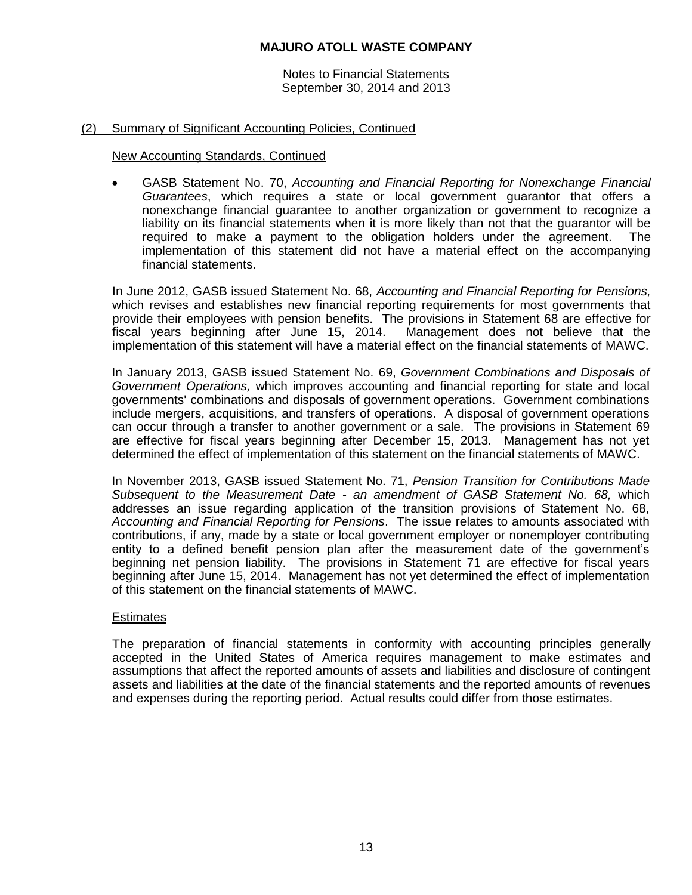(2) Summary of Significant Accounting Policies, Continued

New Accounting Standards, Continued

- GASB Statement No. 70, *Accounting and Financial Reporting for Nonexchange Financial Guarantees*, which requires a state or local government guarantor that offers a nonexchange financial guarantee to another organization or government to recognize a liability on its financial statements when it is more likely than not that the guarantor will be required to make a payment to the obligation holders under the agreement. The implementation of this statement did not have a material effect on the accompanying financial statements.

In June 2012, GASB issued Statement No. 68, *Accounting and Financial Reporting for Pensions,* which revises and establishes new financial reporting requirements for most governments that provide their employees with pension benefits. The provisions in Statement 68 are effective for fiscal years beginning after June 15, 2014. Management does not believe that the implementation of this statement will have a material effect on the financial statements of MAWC.

In January 2013, GASB issued Statement No. 69, *Government Combinations and Disposals of Government Operations,* which improves accounting and financial reporting for state and local governments' combinations and disposals of government operations. Government combinations include mergers, acquisitions, and transfers of operations. A disposal of government operations can occur through a transfer to another government or a sale. The provisions in Statement 69 are effective for fiscal years beginning after December 15, 2013. Management has not yet determined the effect of implementation of this statement on the financial statements of MAWC.

In November 2013, GASB issued Statement No. 71, *Pension Transition for Contributions Made Subsequent to the Measurement Date - an amendment of GASB Statement No. 68,* which addresses an issue regarding application of the transition provisions of Statement No. 68, *Accounting and Financial Reporting for Pensions*. The issue relates to amounts associated with contributions, if any, made by a state or local government employer or nonemployer contributing entity to a defined benefit pension plan after the measurement date of the government's beginning net pension liability. The provisions in Statement 71 are effective for fiscal years beginning after June 15, 2014. Management has not yet determined the effect of implementation of this statement on the financial statements of MAWC.

Estimates

The preparation of financial statements in conformity with accounting principles generally accepted in the United States of America requires management to make estimates and assumptions that affect the reported amounts of assets and liabilities and disclosure of contingent assets and liabilities at the date of the financial statements and the reported amounts of revenues and expenses during the reporting period. Actual results could differ from those estimates.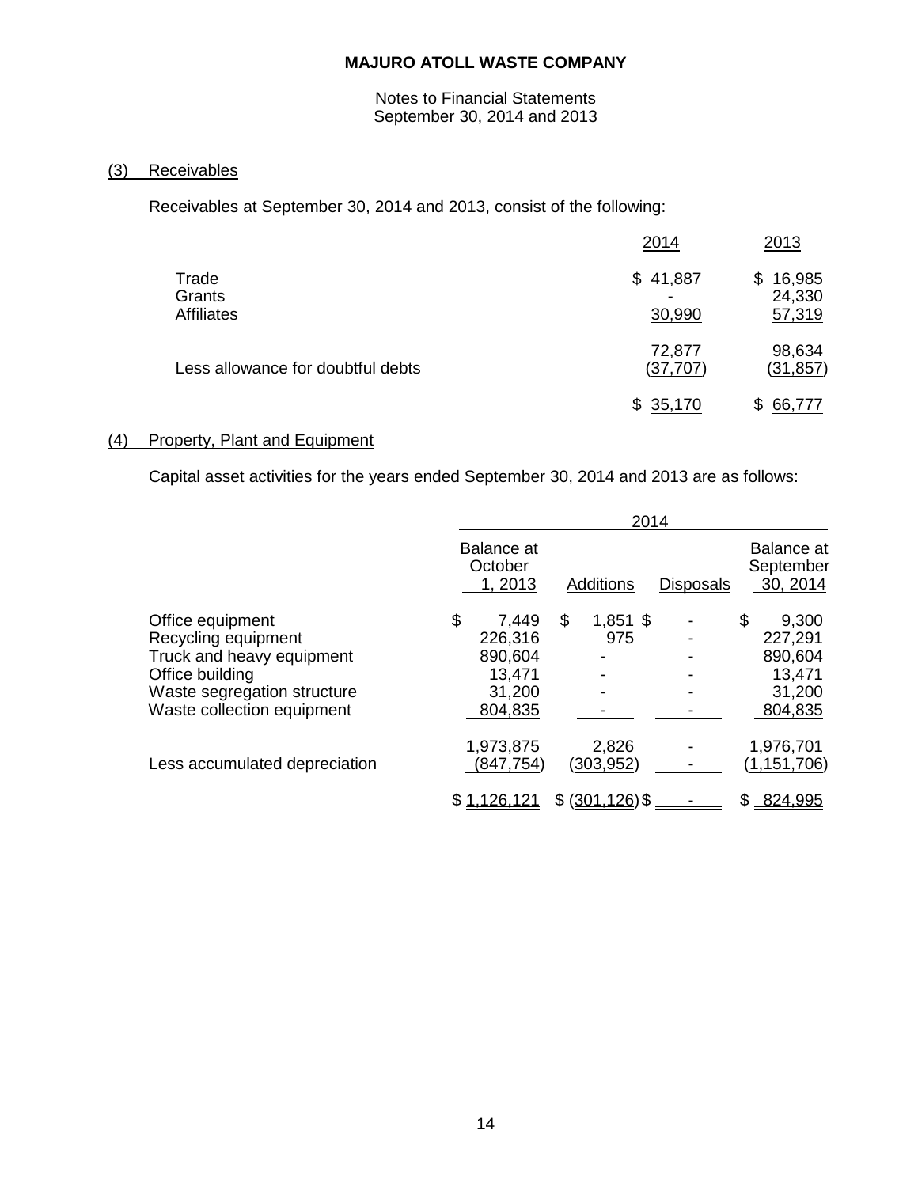# MAJURO ATOLL WASTE COMPANY

Notes to Financial Statements
September 30, 2014 and 2013

## (3) Receivables

Receivables at September 30, 2014 and 2013, consist of the following:

| | 2014 | 2013 |
|---|---|---|
| Trade | $ 41,887 | $ 16,985 |
| Grants | - | 24,330 |
| Affiliates | 30,990 | 57,319 |
| | 72,877 | 98,634 |
| Less allowance for doubtful debts | (37,707) | (31,857) |
| | $ 35,170 | $ 66,777 |

## (4) Property, Plant and Equipment

Capital asset activities for the years ended September 30, 2014 and 2013 are as follows:

| | 2014 | | | |
|---|---|---|---|---|
| | Balance at October 1, 2013 | Additions | Disposals | Balance at September 30, 2014 |
| Office equipment | $ 7,449 | $ 1,851 | $ - | $ 9,300 |
| Recycling equipment | 226,316 | 975 | - | 227,291 |
| Truck and heavy equipment | 890,604 | - | - | 890,604 |
| Office building | 13,471 | - | - | 13,471 |
| Waste segregation structure | 31,200 | - | - | 31,200 |
| Waste collection equipment | 804,835 | - | - | 804,835 |
| | 1,973,875 | 2,826 | - | 1,976,701 |
| Less accumulated depreciation | (847,754) | (303,952) | - | (1,151,706) |
| | $ 1,126,121 | $ (301,126) | $ - | $ 824,995 |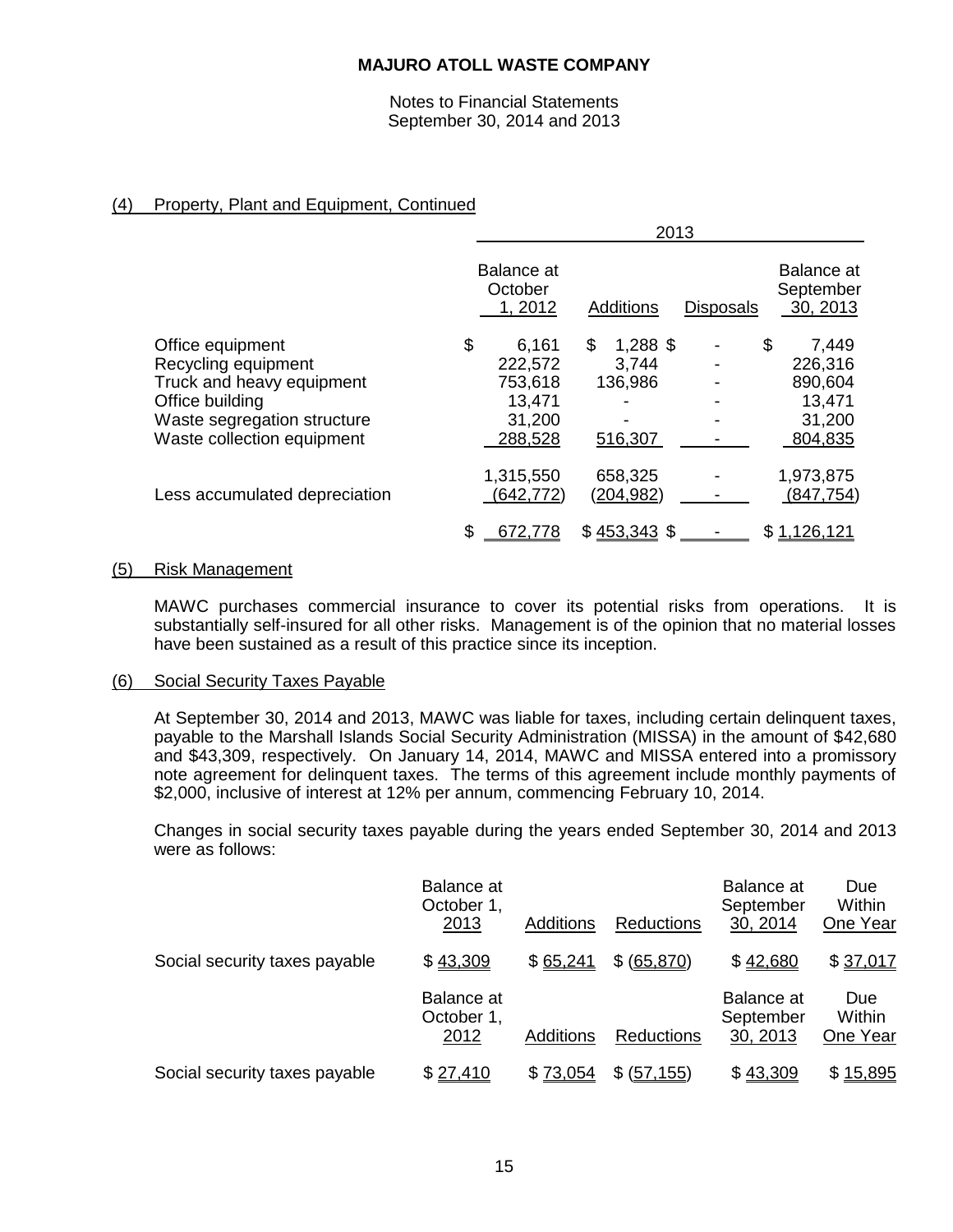**MAJURO ATOLL WASTE COMPANY**

Notes to Financial Statements
September 30, 2014 and 2013

## (4) Property, Plant and Equipment, Continued

| | 2013 | | | |
|---|---|---|---|---|
| | Balance at October 1, 2012 | Additions | Disposals | Balance at September 30, 2013 |
| Office equipment | $ 6,161 | $ 1,288 | $ - | $ 7,449 |
| Recycling equipment | 222,572 | 3,744 | - | 226,316 |
| Truck and heavy equipment | 753,618 | 136,986 | - | 890,604 |
| Office building | 13,471 | - | - | 13,471 |
| Waste segregation structure | 31,200 | - | - | 31,200 |
| Waste collection equipment | 288,528 | 516,307 | - | 804,835 |
| | 1,315,550 | 658,325 | - | 1,973,875 |
| Less accumulated depreciation | (642,772) | (204,982) | - | (847,754) |
| | $ 672,778 | $ 453,343 | $ - | $ 1,126,121 |

## (5) Risk Management

MAWC purchases commercial insurance to cover its potential risks from operations. It is substantially self-insured for all other risks. Management is of the opinion that no material losses have been sustained as a result of this practice since its inception.

## (6) Social Security Taxes Payable

At September 30, 2014 and 2013, MAWC was liable for taxes, including certain delinquent taxes, payable to the Marshall Islands Social Security Administration (MISSA) in the amount of $42,680 and $43,309, respectively. On January 14, 2014, MAWC and MISSA entered into a promissory note agreement for delinquent taxes. The terms of this agreement include monthly payments of $2,000, inclusive of interest at 12% per annum, commencing February 10, 2014.

Changes in social security taxes payable during the years ended September 30, 2014 and 2013 were as follows:

| | Balance at October 1, 2013 | Additions | Reductions | Balance at September 30, 2014 | Due Within One Year |
|---|---|---|---|---|---|
| Social security taxes payable | $ 43,309 | $ 65,241 | $ (65,870) | $ 42,680 | $ 37,017 |

| | Balance at October 1, 2012 | Additions | Reductions | Balance at September 30, 2013 | Due Within One Year |
|---|---|---|---|---|---|
| Social security taxes payable | $ 27,410 | $ 73,054 | $ (57,155) | $ 43,309 | $ 15,895 |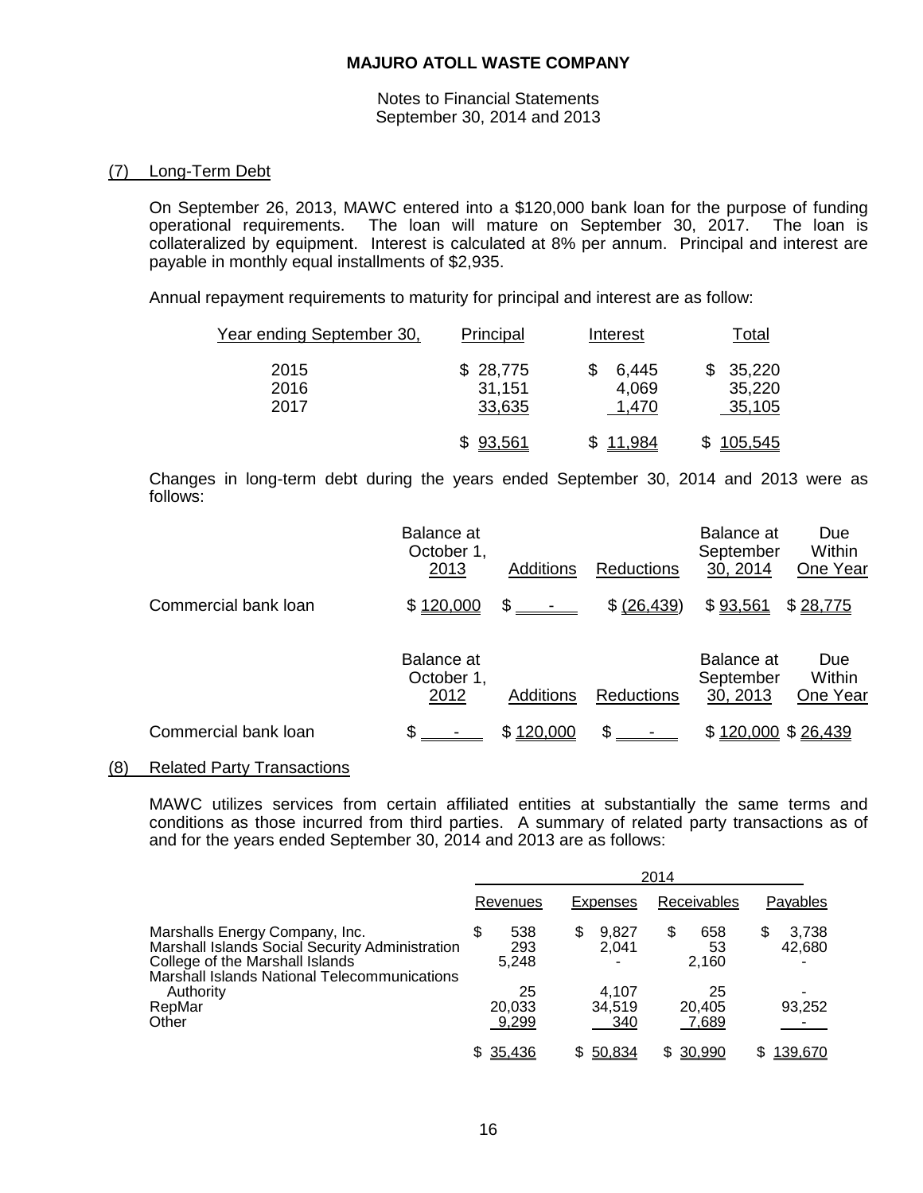# MAJURO ATOLL WASTE COMPANY

Notes to Financial Statements
September 30, 2014 and 2013

## (7) Long-Term Debt

On September 26, 2013, MAWC entered into a $120,000 bank loan for the purpose of funding operational requirements. The loan will mature on September 30, 2017. The loan is collateralized by equipment. Interest is calculated at 8% per annum. Principal and interest are payable in monthly equal installments of $2,935.

Annual repayment requirements to maturity for principal and interest are as follow:

| Year ending September 30, | Principal | Interest | Total |
|---|---|---|---|
| 2015 | $ 28,775 | $ 6,445 | $ 35,220 |
| 2016 | 31,151 | 4,069 | 35,220 |
| 2017 | 33,635 | 1,470 | 35,105 |
| | $ 93,561 | $ 11,984 | $ 105,545 |

Changes in long-term debt during the years ended September 30, 2014 and 2013 were as follows:

| | Balance at October 1, 2013 | Additions | Reductions | Balance at September 30, 2014 | Due Within One Year |
|---|---|---|---|---|---|
| Commercial bank loan | $ 120,000 | $ - | $ (26,439) | $ 93,561 | $ 28,775 |

| | Balance at October 1, 2012 | Additions | Reductions | Balance at September 30, 2013 | Due Within One Year |
|---|---|---|---|---|---|
| Commercial bank loan | $ - | $ 120,000 | $ - | $ 120,000 | $ 26,439 |

## (8) Related Party Transactions

MAWC utilizes services from certain affiliated entities at substantially the same terms and conditions as those incurred from third parties. A summary of related party transactions as of and for the years ended September 30, 2014 and 2013 are as follows:

| | 2014 | | | |
|---|---|---|---|---|
| | Revenues | Expenses | Receivables | Payables |
| Marshalls Energy Company, Inc. | $ 538 | $ 9,827 | $ 658 | $ 3,738 |
| Marshall Islands Social Security Administration | 293 | 2,041 | 53 | 42,680 |
| College of the Marshall Islands | 5,248 | - | 2,160 | - |
| Marshall Islands National Telecommunications Authority | 25 | 4,107 | 25 | - |
| RepMar | 20,033 | 34,519 | 20,405 | 93,252 |
| Other | 9,299 | 340 | 7,689 | - |
| | $ 35,436 | $ 50,834 | $ 30,990 | $ 139,670 |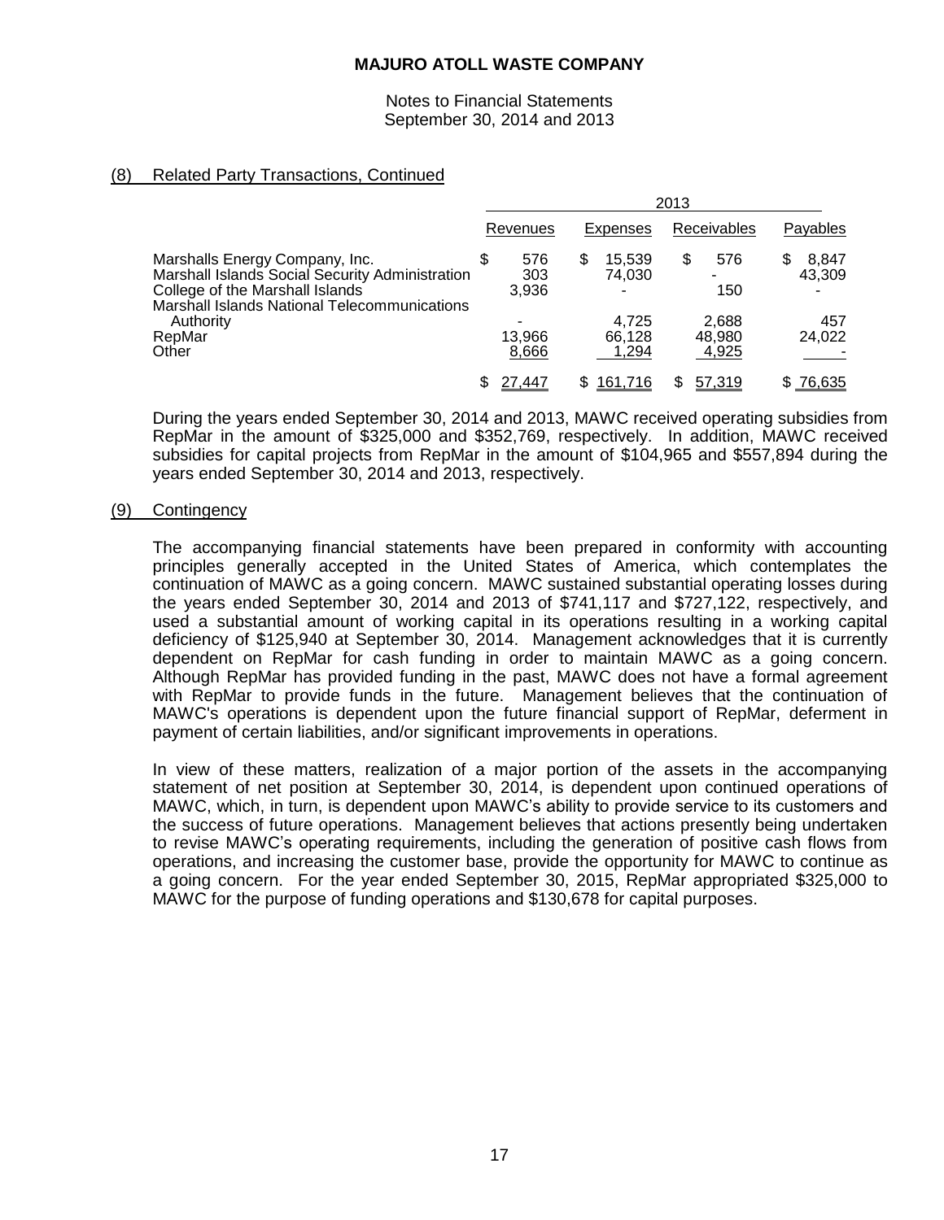# MAJURO ATOLL WASTE COMPANY

Notes to Financial Statements
September 30, 2014 and 2013

## (8) Related Party Transactions, Continued

| | 2013 | | | |
|---|---|---|---|---|
| | Revenues | Expenses | Receivables | Payables |
| Marshalls Energy Company, Inc. | $ 576 | $ 15,539 | $ 576 | $ 8,847 |
| Marshall Islands Social Security Administration | 303 | 74,030 | - | 43,309 |
| College of the Marshall Islands | 3,936 | - | 150 | - |
| Marshall Islands National Telecommunications Authority | - | 4,725 | 2,688 | 457 |
| RepMar | 13,966 | 66,128 | 48,980 | 24,022 |
| Other | 8,666 | 1,294 | 4,925 | - |
| | $ 27,447 | $ 161,716 | $ 57,319 | $ 76,635 |

During the years ended September 30, 2014 and 2013, MAWC received operating subsidies from RepMar in the amount of $325,000 and $352,769, respectively. In addition, MAWC received subsidies for capital projects from RepMar in the amount of $104,965 and $557,894 during the years ended September 30, 2014 and 2013, respectively.

## (9) Contingency

The accompanying financial statements have been prepared in conformity with accounting principles generally accepted in the United States of America, which contemplates the continuation of MAWC as a going concern. MAWC sustained substantial operating losses during the years ended September 30, 2014 and 2013 of $741,117 and $727,122, respectively, and used a substantial amount of working capital in its operations resulting in a working capital deficiency of $125,940 at September 30, 2014. Management acknowledges that it is currently dependent on RepMar for cash funding in order to maintain MAWC as a going concern. Although RepMar has provided funding in the past, MAWC does not have a formal agreement with RepMar to provide funds in the future. Management believes that the continuation of MAWC's operations is dependent upon the future financial support of RepMar, deferment in payment of certain liabilities, and/or significant improvements in operations.

In view of these matters, realization of a major portion of the assets in the accompanying statement of net position at September 30, 2014, is dependent upon continued operations of MAWC, which, in turn, is dependent upon MAWC's ability to provide service to its customers and the success of future operations. Management believes that actions presently being undertaken to revise MAWC's operating requirements, including the generation of positive cash flows from operations, and increasing the customer base, provide the opportunity for MAWC to continue as a going concern. For the year ended September 30, 2015, RepMar appropriated $325,000 to MAWC for the purpose of funding operations and $130,678 for capital purposes.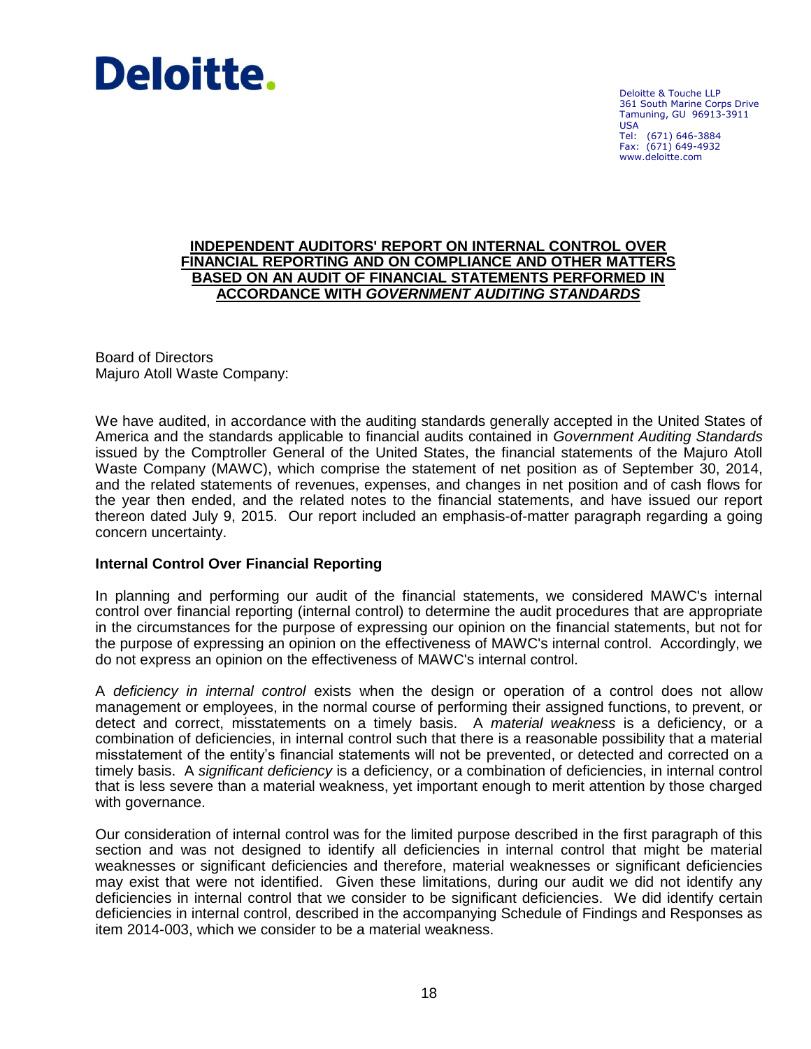**Deloitte.**

Deloitte & Touche LLP
361 South Marine Corps Drive
Tamuning, GU 96913-3911
USA
Tel: (671) 646-3884
Fax: (671) 649-4932
www.deloitte.com

# INDEPENDENT AUDITORS' REPORT ON INTERNAL CONTROL OVER FINANCIAL REPORTING AND ON COMPLIANCE AND OTHER MATTERS BASED ON AN AUDIT OF FINANCIAL STATEMENTS PERFORMED IN ACCORDANCE WITH *GOVERNMENT AUDITING STANDARDS*

Board of Directors
Majuro Atoll Waste Company:

We have audited, in accordance with the auditing standards generally accepted in the United States of America and the standards applicable to financial audits contained in *Government Auditing Standards* issued by the Comptroller General of the United States, the financial statements of the Majuro Atoll Waste Company (MAWC), which comprise the statement of net position as of September 30, 2014, and the related statements of revenues, expenses, and changes in net position and of cash flows for the year then ended, and the related notes to the financial statements, and have issued our report thereon dated July 9, 2015. Our report included an emphasis-of-matter paragraph regarding a going concern uncertainty.

## Internal Control Over Financial Reporting

In planning and performing our audit of the financial statements, we considered MAWC's internal control over financial reporting (internal control) to determine the audit procedures that are appropriate in the circumstances for the purpose of expressing our opinion on the financial statements, but not for the purpose of expressing an opinion on the effectiveness of MAWC's internal control. Accordingly, we do not express an opinion on the effectiveness of MAWC's internal control.

A *deficiency in internal control* exists when the design or operation of a control does not allow management or employees, in the normal course of performing their assigned functions, to prevent, or detect and correct, misstatements on a timely basis. A *material weakness* is a deficiency, or a combination of deficiencies, in internal control such that there is a reasonable possibility that a material misstatement of the entity's financial statements will not be prevented, or detected and corrected on a timely basis. A *significant deficiency* is a deficiency, or a combination of deficiencies, in internal control that is less severe than a material weakness, yet important enough to merit attention by those charged with governance.

Our consideration of internal control was for the limited purpose described in the first paragraph of this section and was not designed to identify all deficiencies in internal control that might be material weaknesses or significant deficiencies and therefore, material weaknesses or significant deficiencies may exist that were not identified. Given these limitations, during our audit we did not identify any deficiencies in internal control that we consider to be significant deficiencies. We did identify certain deficiencies in internal control, described in the accompanying Schedule of Findings and Responses as item 2014-003, which we consider to be a material weakness.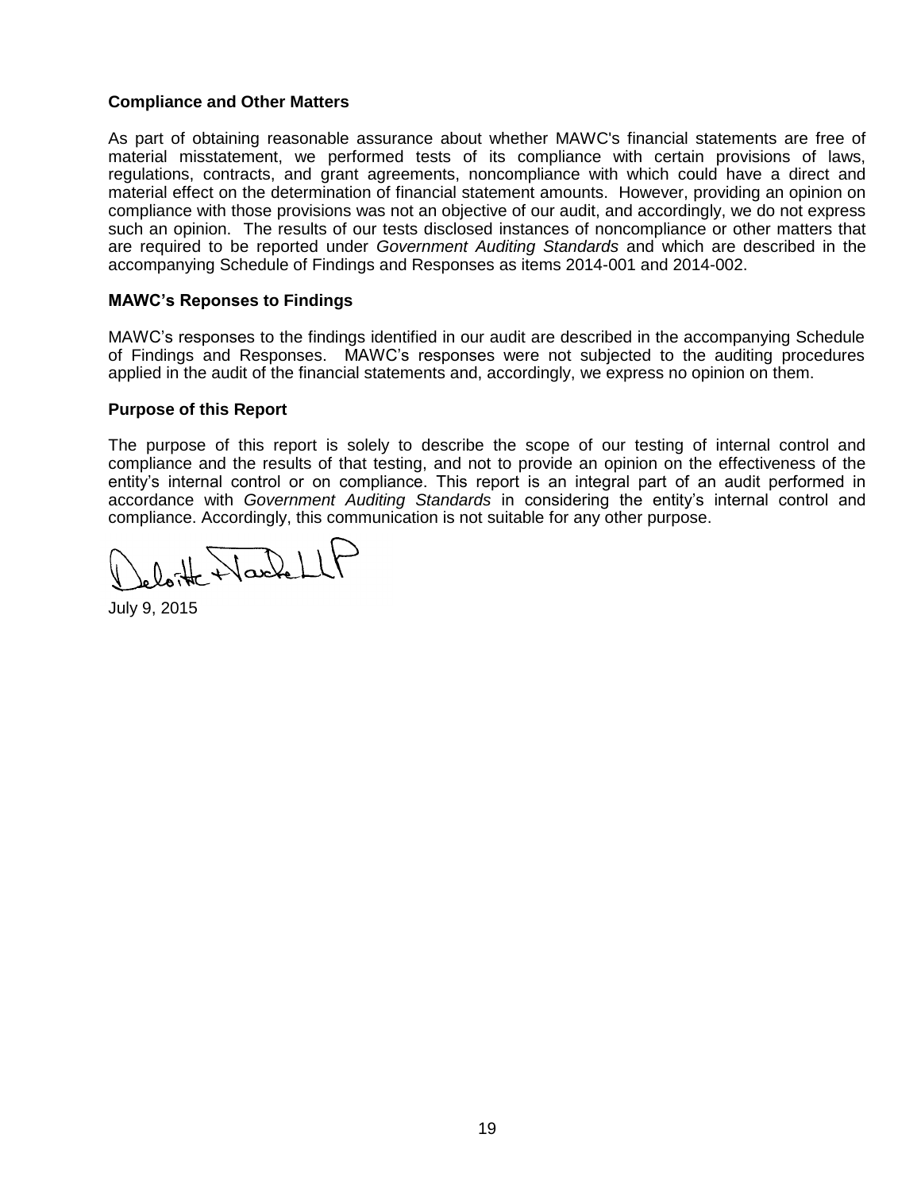**Compliance and Other Matters**

As part of obtaining reasonable assurance about whether MAWC's financial statements are free of material misstatement, we performed tests of its compliance with certain provisions of laws, regulations, contracts, and grant agreements, noncompliance with which could have a direct and material effect on the determination of financial statement amounts. However, providing an opinion on compliance with those provisions was not an objective of our audit, and accordingly, we do not express such an opinion. The results of our tests disclosed instances of noncompliance or other matters that are required to be reported under *Government Auditing Standards* and which are described in the accompanying Schedule of Findings and Responses as items 2014-001 and 2014-002.

**MAWC's Reponses to Findings**

MAWC's responses to the findings identified in our audit are described in the accompanying Schedule of Findings and Responses. MAWC's responses were not subjected to the auditing procedures applied in the audit of the financial statements and, accordingly, we express no opinion on them.

**Purpose of this Report**

The purpose of this report is solely to describe the scope of our testing of internal control and compliance and the results of that testing, and not to provide an opinion on the effectiveness of the entity's internal control or on compliance. This report is an integral part of an audit performed in accordance with *Government Auditing Standards* in considering the entity's internal control and compliance. Accordingly, this communication is not suitable for any other purpose.

Deloitte & Touche LLP

July 9, 2015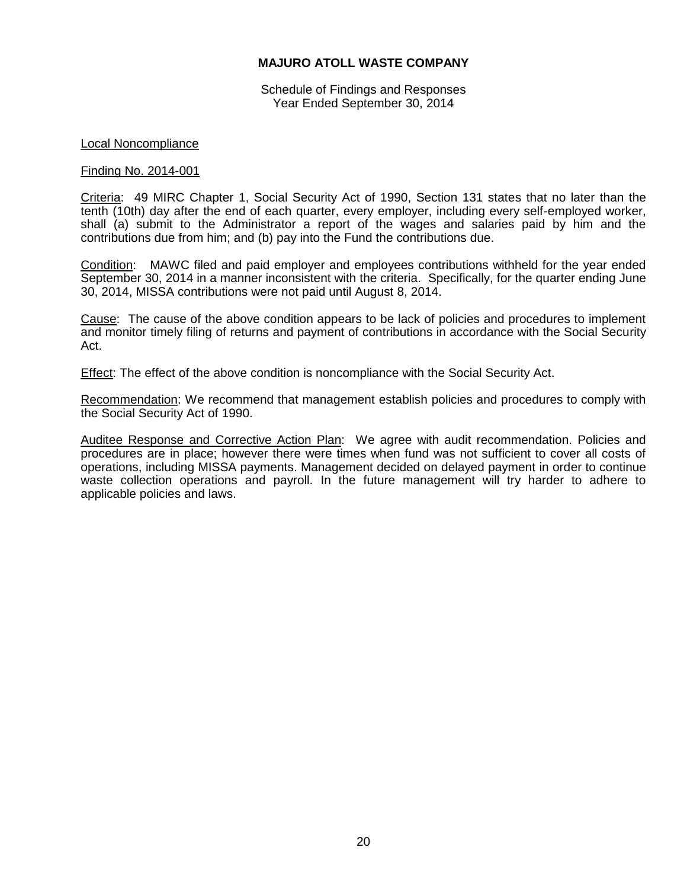# MAJURO ATOLL WASTE COMPANY

Schedule of Findings and Responses
Year Ended September 30, 2014

Local Noncompliance

Finding No. 2014-001

Criteria: 49 MIRC Chapter 1, Social Security Act of 1990, Section 131 states that no later than the tenth (10th) day after the end of each quarter, every employer, including every self-employed worker, shall (a) submit to the Administrator a report of the wages and salaries paid by him and the contributions due from him; and (b) pay into the Fund the contributions due.

Condition: MAWC filed and paid employer and employees contributions withheld for the year ended September 30, 2014 in a manner inconsistent with the criteria. Specifically, for the quarter ending June 30, 2014, MISSA contributions were not paid until August 8, 2014.

Cause: The cause of the above condition appears to be lack of policies and procedures to implement and monitor timely filing of returns and payment of contributions in accordance with the Social Security Act.

Effect: The effect of the above condition is noncompliance with the Social Security Act.

Recommendation: We recommend that management establish policies and procedures to comply with the Social Security Act of 1990.

Auditee Response and Corrective Action Plan: We agree with audit recommendation. Policies and procedures are in place; however there were times when fund was not sufficient to cover all costs of operations, including MISSA payments. Management decided on delayed payment in order to continue waste collection operations and payroll. In the future management will try harder to adhere to applicable policies and laws.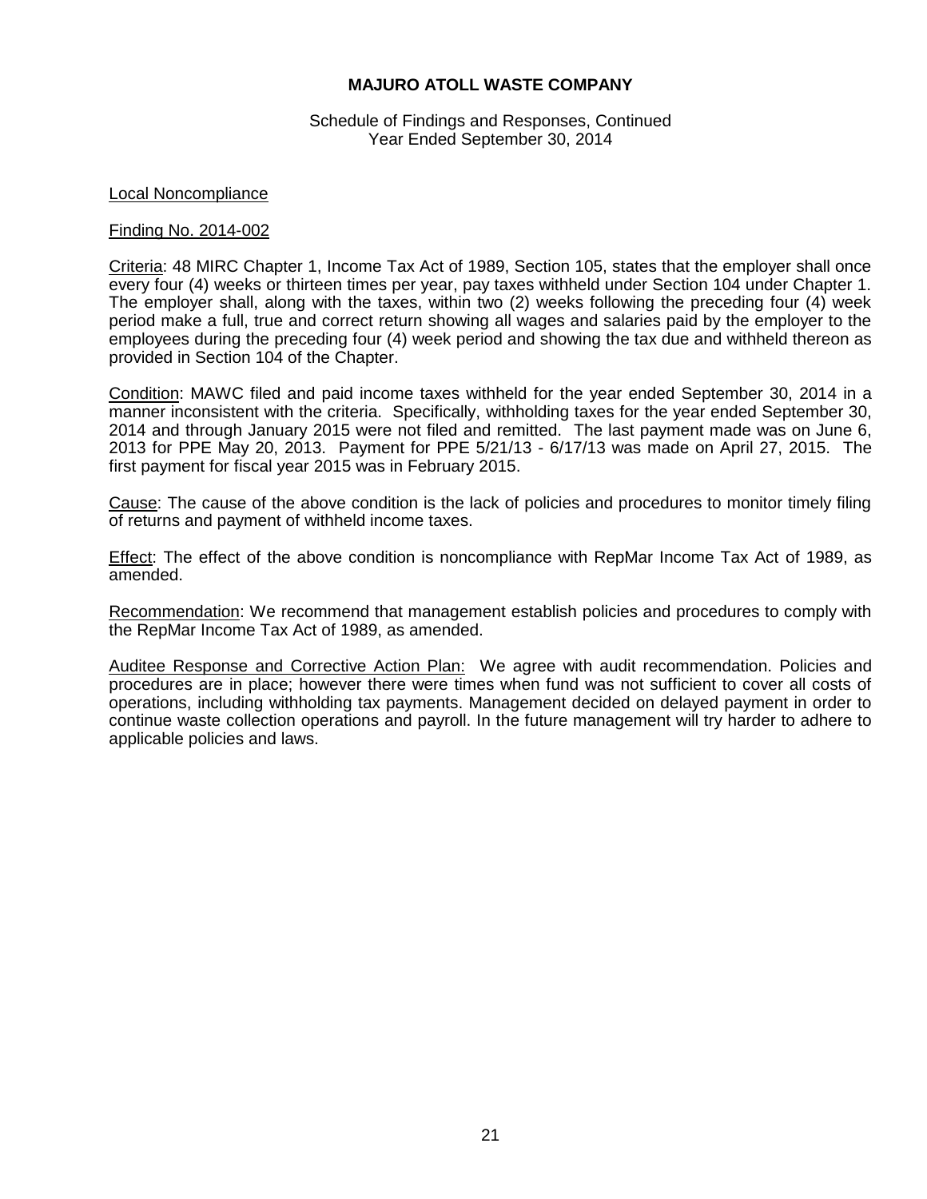**MAJURO ATOLL WASTE COMPANY**

Schedule of Findings and Responses, Continued
Year Ended September 30, 2014

Local Noncompliance

Finding No. 2014-002

Criteria: 48 MIRC Chapter 1, Income Tax Act of 1989, Section 105, states that the employer shall once every four (4) weeks or thirteen times per year, pay taxes withheld under Section 104 under Chapter 1. The employer shall, along with the taxes, within two (2) weeks following the preceding four (4) week period make a full, true and correct return showing all wages and salaries paid by the employer to the employees during the preceding four (4) week period and showing the tax due and withheld thereon as provided in Section 104 of the Chapter.

Condition: MAWC filed and paid income taxes withheld for the year ended September 30, 2014 in a manner inconsistent with the criteria. Specifically, withholding taxes for the year ended September 30, 2014 and through January 2015 were not filed and remitted. The last payment made was on June 6, 2013 for PPE May 20, 2013. Payment for PPE 5/21/13 - 6/17/13 was made on April 27, 2015. The first payment for fiscal year 2015 was in February 2015.

Cause: The cause of the above condition is the lack of policies and procedures to monitor timely filing of returns and payment of withheld income taxes.

Effect: The effect of the above condition is noncompliance with RepMar Income Tax Act of 1989, as amended.

Recommendation: We recommend that management establish policies and procedures to comply with the RepMar Income Tax Act of 1989, as amended.

Auditee Response and Corrective Action Plan: We agree with audit recommendation. Policies and procedures are in place; however there were times when fund was not sufficient to cover all costs of operations, including withholding tax payments. Management decided on delayed payment in order to continue waste collection operations and payroll. In the future management will try harder to adhere to applicable policies and laws.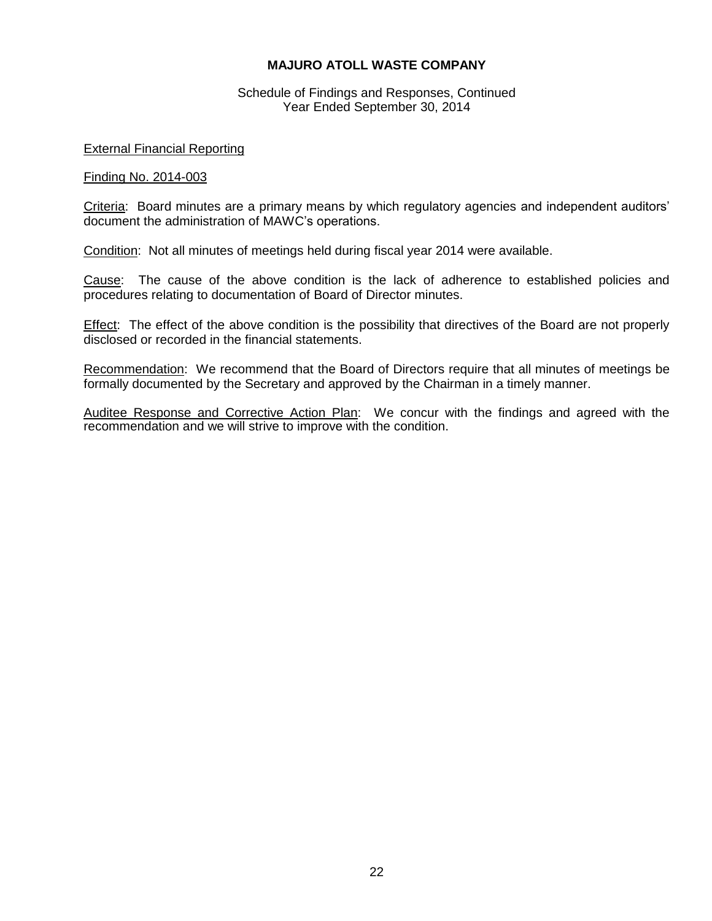**MAJURO ATOLL WASTE COMPANY**

Schedule of Findings and Responses, Continued
Year Ended September 30, 2014

External Financial Reporting

Finding No. 2014-003

Criteria: Board minutes are a primary means by which regulatory agencies and independent auditors' document the administration of MAWC's operations.

Condition: Not all minutes of meetings held during fiscal year 2014 were available.

Cause: The cause of the above condition is the lack of adherence to established policies and procedures relating to documentation of Board of Director minutes.

Effect: The effect of the above condition is the possibility that directives of the Board are not properly disclosed or recorded in the financial statements.

Recommendation: We recommend that the Board of Directors require that all minutes of meetings be formally documented by the Secretary and approved by the Chairman in a timely manner.

Auditee Response and Corrective Action Plan: We concur with the findings and agreed with the recommendation and we will strive to improve with the condition.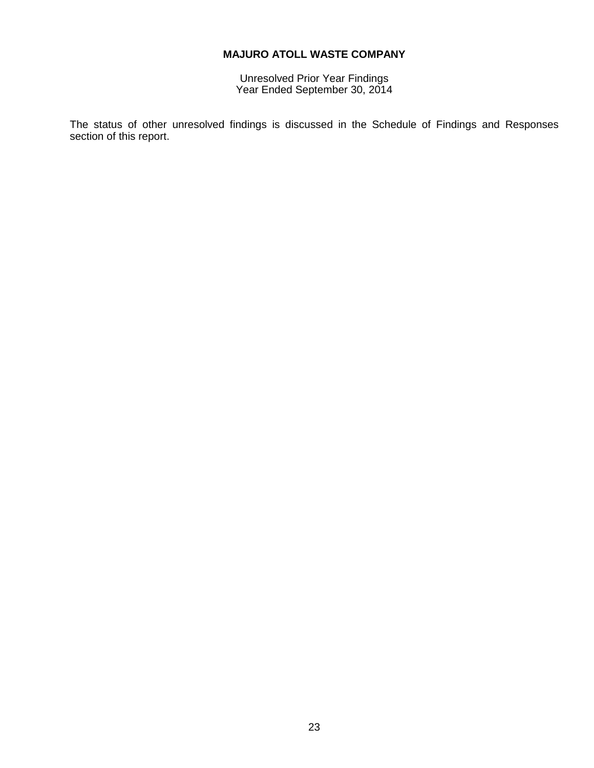**MAJURO ATOLL WASTE COMPANY**

Unresolved Prior Year Findings
Year Ended September 30, 2014

The status of other unresolved findings is discussed in the Schedule of Findings and Responses section of this report.